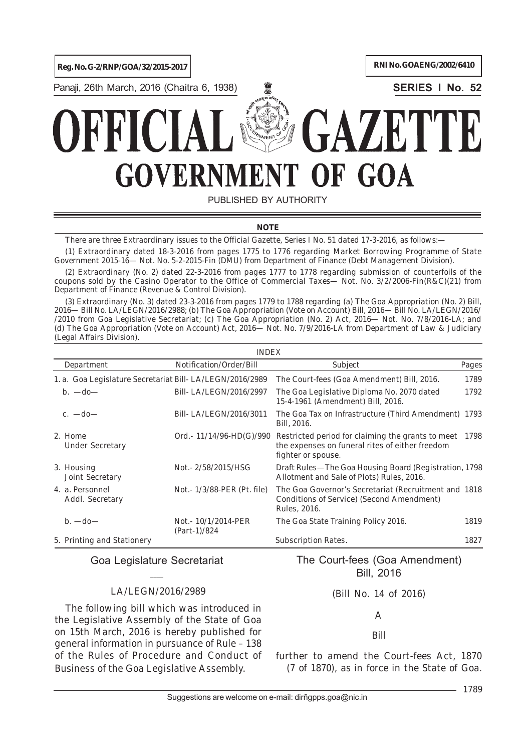Reg. No. G-2/RNP/GOA/32/2015-2017

RNI No. GOAENG/2002/6410

Panaji, 26th March, 2016 (Chaitra 6, 1938)

**SERIES I No. 52**

# OFFICIAL GAZETTE
# GOVERNMENT OF GOA

PUBLISHED BY AUTHORITY

**NOTE**

There are three Extraordinary issues to the Official Gazette, Series I No. 51 dated 17-3-2016, as follows:—

(1) Extraordinary dated 18-3-2016 from pages 1775 to 1776 regarding Market Borrowing Programme of State Government 2015-16— Not. No. 5-2-2015-Fin (DMU) from Department of Finance (Debt Management Division).

(2) Extraordinary (No. 2) dated 22-3-2016 from pages 1777 to 1778 regarding submission of counterfoils of the coupons sold by the Casino Operator to the Office of Commercial Taxes— Not. No. 3/2/2006-Fin(R&C)(21) from Department of Finance (Revenue & Control Division).

(3) Extraordinary (No. 3) dated 23-3-2016 from pages 1779 to 1788 regarding (a) The Goa Appropriation (No. 2) Bill, 2016— Bill No. LA/LEGN/2016/2988; (b) The Goa Appropriation (Vote on Account) Bill, 2016— Bill No. LA/LEGN/2016/ /2010 from Goa Legislative Secretariat; (c) The Goa Appropriation (No. 2) Act, 2016— Not. No. 7/8/2016-LA; and (d) The Goa Appropriation (Vote on Account) Act, 2016— Not. No. 7/9/2016-LA from Department of Law & Judiciary (Legal Affairs Division).

INDEX

| Department | Notification/Order/Bill | Subject | Pages |
|---|---|---|---|
| 1. a. Goa Legislature Secretariat | Bill- LA/LEGN/2016/2989 | The Court-fees (Goa Amendment) Bill, 2016. | 1789 |
| b. —do— | Bill- LA/LEGN/2016/2997 | The Goa Legislative Diploma No. 2070 dated 15-4-1961 (Amendment) Bill, 2016. | 1792 |
| c. —do— | Bill- LA/LEGN/2016/3011 | The Goa Tax on Infrastructure (Third Amendment) Bill, 2016. | 1793 |
| 2. Home Under Secretary | Ord.- 11/14/96-HD(G)/990 | Restricted period for claiming the grants to meet the expenses on funeral rites of either freedom fighter or spouse. | 1798 |
| 3. Housing Joint Secretary | Not.- 2/58/2015/HSG | Draft Rules—The Goa Housing Board (Registration, Allotment and Sale of Plots) Rules, 2016. | 1798 |
| 4. a. Personnel Addl. Secretary | Not.- 1/3/88-PER (Pt. file) | The Goa Governor's Secretariat (Recruitment and Conditions of Service) (Second Amendment) Rules, 2016. | 1818 |
| b. —do— | Not.- 10/1/2014-PER (Part-1)/824 | The Goa State Training Policy 2016. | 1819 |
| 5. Printing and Stationery | | Subscription Rates. | 1827 |

## Goa Legislature Secretariat

LA/LEGN/2016/2989

The following bill which was introduced in the Legislative Assembly of the State of Goa on 15th March, 2016 is hereby published for general information in pursuance of Rule – 138 of the Rules of Procedure and Conduct of Business of the Goa Legislative Assembly.

## The Court-fees (Goa Amendment) Bill, 2016

(Bill No. 14 of 2016)

A

Bill

further to amend the Court-fees Act, 1870 (7 of 1870), as in force in the State of Goa.

Suggestions are welcome on e-mail: dirñgpps.goa@nic.in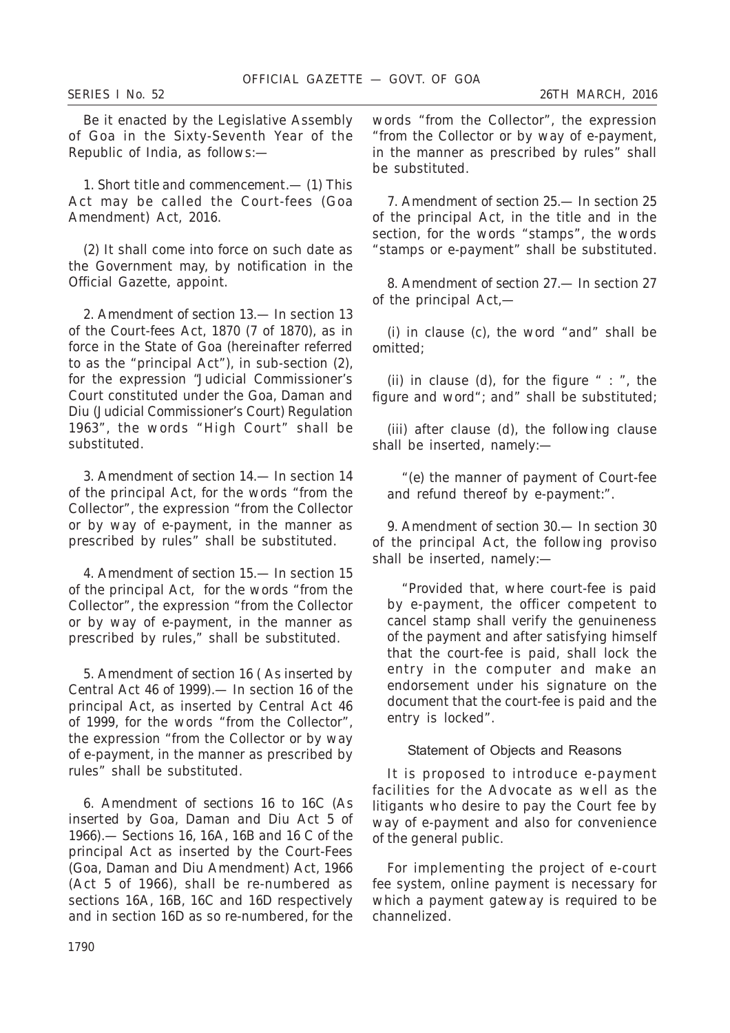Be it enacted by the Legislative Assembly of Goa in the Sixty-Seventh Year of the Republic of India, as follows:—

1. Short title and commencement.— (1) This Act may be called the Court-fees (Goa Amendment) Act, 2016.

(2) It shall come into force on such date as the Government may, by notification in the Official Gazette, appoint.

2. Amendment of section 13.— In section 13 of the Court-fees Act, 1870 (7 of 1870), as in force in the State of Goa (hereinafter referred to as the "principal Act"), in sub-section (2), for the expression "Judicial Commissioner's Court constituted under the Goa, Daman and Diu (Judicial Commissioner's Court) Regulation 1963", the words "High Court" shall be substituted.

3. Amendment of section 14.— In section 14 of the principal Act, for the words "from the Collector", the expression "from the Collector or by way of e-payment, in the manner as prescribed by rules" shall be substituted.

4. Amendment of section 15.— In section 15 of the principal Act, for the words "from the Collector", the expression "from the Collector or by way of e-payment, in the manner as prescribed by rules," shall be substituted.

5. Amendment of section 16 ( As inserted by Central Act 46 of 1999).— In section 16 of the principal Act, as inserted by Central Act 46 of 1999, for the words "from the Collector", the expression "from the Collector or by way of e-payment, in the manner as prescribed by rules" shall be substituted.

6. Amendment of sections 16 to 16C (As inserted by Goa, Daman and Diu Act 5 of 1966).— Sections 16, 16A, 16B and 16 C of the principal Act as inserted by the Court-Fees (Goa, Daman and Diu Amendment) Act, 1966 (Act 5 of 1966), shall be re-numbered as sections 16A, 16B, 16C and 16D respectively and in section 16D as so re-numbered, for the words "from the Collector", the expression "from the Collector or by way of e-payment, in the manner as prescribed by rules" shall be substituted.

7. Amendment of section 25.— In section 25 of the principal Act, in the title and in the section, for the words "stamps", the words "stamps or e-payment" shall be substituted.

8. Amendment of section 27.— In section 27 of the principal Act,—

(i) in clause (c), the word "and" shall be omitted;

(ii) in clause (d), for the figure " : ", the figure and word"; and" shall be substituted;

(iii) after clause (d), the following clause shall be inserted, namely:—

"(e) the manner of payment of Court-fee and refund thereof by e-payment:".

9. Amendment of section 30.— In section 30 of the principal Act, the following proviso shall be inserted, namely:—

"Provided that, where court-fee is paid by e-payment, the officer competent to cancel stamp shall verify the genuineness of the payment and after satisfying himself that the court-fee is paid, shall lock the entry in the computer and make an endorsement under his signature on the document that the court-fee is paid and the entry is locked".

## Statement of Objects and Reasons

It is proposed to introduce e-payment facilities for the Advocate as well as the litigants who desire to pay the Court fee by way of e-payment and also for convenience of the general public.

For implementing the project of e-court fee system, online payment is necessary for which a payment gateway is required to be channelized.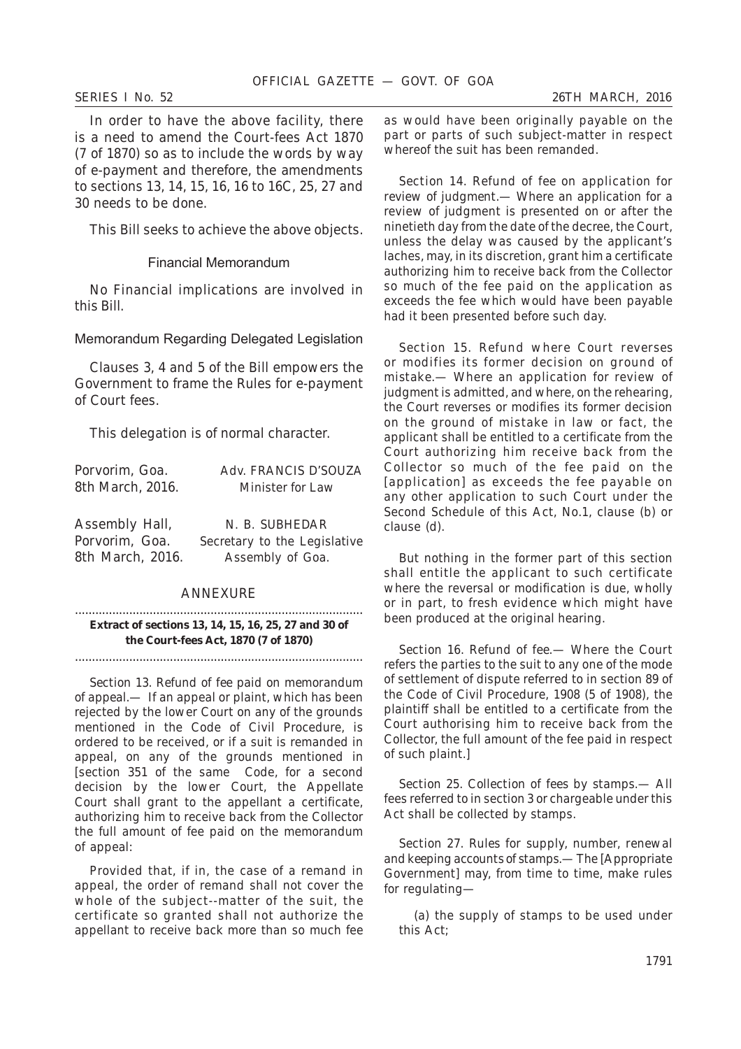In order to have the above facility, there is a need to amend the Court-fees Act 1870 (7 of 1870) so as to include the words by way of e-payment and therefore, the amendments to sections 13, 14, 15, 16, 16 to 16C, 25, 27 and 30 needs to be done.

This Bill seeks to achieve the above objects.

### Financial Memorandum

No Financial implications are involved in this Bill.

### Memorandum Regarding Delegated Legislation

Clauses 3, 4 and 5 of the Bill empowers the Government to frame the Rules for e-payment of Court fees.

This delegation is of normal character.

Porvorim, Goa.
8th March, 2016.

Adv. FRANCIS D'SOUZA
Minister for Law

Assembly Hall,
Porvorim, Goa.
8th March, 2016.

N. B. SUBHEDAR
Secretary to the Legislative Assembly of Goa.

## ANNEXURE

---

**Extract of sections 13, 14, 15, 16, 25, 27 and 30 of the Court-fees Act, 1870 (7 of 1870)**

---

Section 13. Refund of fee paid on memorandum of appeal.— If an appeal or plaint, which has been rejected by the lower Court on any of the grounds mentioned in the Code of Civil Procedure, is ordered to be received, or if a suit is remanded in appeal, on any of the grounds mentioned in [section 351 of the same Code, for a second decision by the lower Court, the Appellate Court shall grant to the appellant a certificate, authorizing him to receive back from the Collector the full amount of fee paid on the memorandum of appeal:

Provided that, if in, the case of a remand in appeal, the order of remand shall not cover the whole of the subject--matter of the suit, the certificate so granted shall not authorize the appellant to receive back more than so much fee as would have been originally payable on the part or parts of such subject-matter in respect whereof the suit has been remanded.

Section 14. Refund of fee on application for review of judgment.— Where an application for a review of judgment is presented on or after the ninetieth day from the date of the decree, the Court, unless the delay was caused by the applicant's laches, may, in its discretion, grant him a certificate authorizing him to receive back from the Collector so much of the fee paid on the application as exceeds the fee which would have been payable had it been presented before such day.

Section 15. Refund where Court reverses or modifies its former decision on ground of mistake.— Where an application for review of judgment is admitted, and where, on the rehearing, the Court reverses or modifies its former decision on the ground of mistake in law or fact, the applicant shall be entitled to a certificate from the Court authorizing him receive back from the Collector so much of the fee paid on the [application] as exceeds the fee payable on any other application to such Court under the Second Schedule of this Act, No.1, clause (b) or clause (d).

But nothing in the former part of this section shall entitle the applicant to such certificate where the reversal or modification is due, wholly or in part, to fresh evidence which might have been produced at the original hearing.

Section 16. Refund of fee.— Where the Court refers the parties to the suit to any one of the mode of settlement of dispute referred to in section 89 of the Code of Civil Procedure, 1908 (5 of 1908), the plaintiff shall be entitled to a certificate from the Court authorising him to receive back from the Collector, the full amount of the fee paid in respect of such plaint.]

Section 25. Collection of fees by stamps.— All fees referred to in section 3 or chargeable under this Act shall be collected by stamps.

Section 27. Rules for supply, number, renewal and keeping accounts of stamps.— The [Appropriate Government] may, from time to time, make rules for regulating—

(a) the supply of stamps to be used under this Act;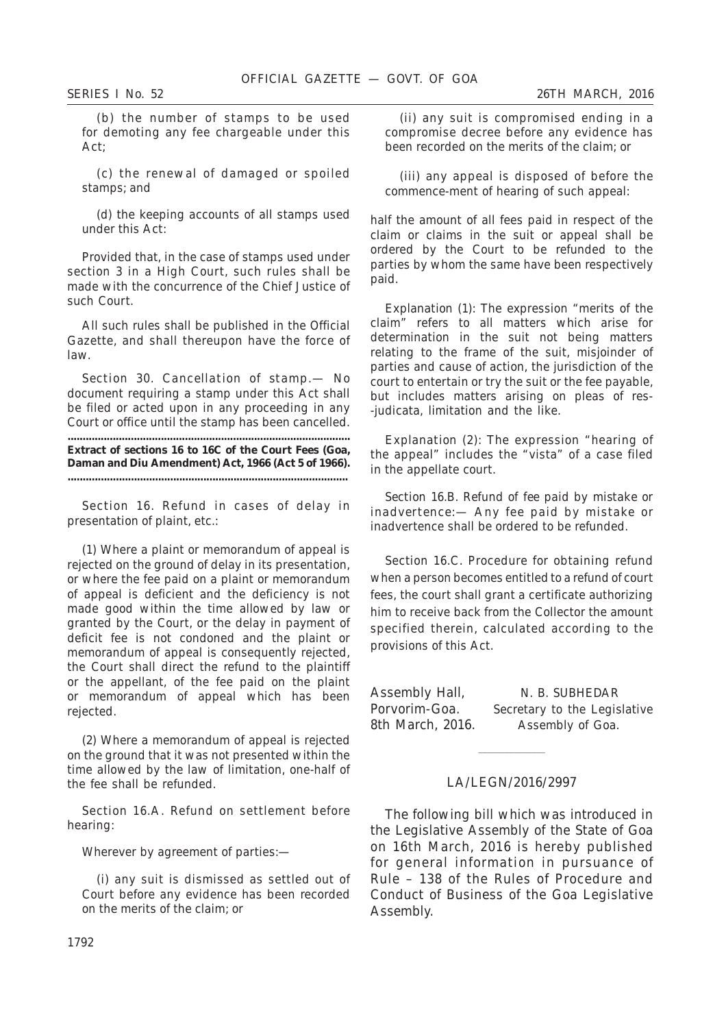(b) the number of stamps to be used for demoting any fee chargeable under this Act;

(c) the renewal of damaged or spoiled stamps; and

(d) the keeping accounts of all stamps used under this Act:

Provided that, in the case of stamps used under section 3 in a High Court, such rules shall be made with the concurrence of the Chief Justice of such Court.

All such rules shall be published in the Official Gazette, and shall thereupon have the force of law.

Section 30. Cancellation of stamp.— No document requiring a stamp under this Act shall be filed or acted upon in any proceeding in any Court or office until the stamp has been cancelled.

..........................................................................................

**Extract of sections 16 to 16C of the Court Fees (Goa, Daman and Diu Amendment) Act, 1966 (Act 5 of 1966).**

..........................................................................................

Section 16. Refund in cases of delay in presentation of plaint, etc.:

(1) Where a plaint or memorandum of appeal is rejected on the ground of delay in its presentation, or where the fee paid on a plaint or memorandum of appeal is deficient and the deficiency is not made good within the time allowed by law or granted by the Court, or the delay in payment of deficit fee is not condoned and the plaint or memorandum of appeal is consequently rejected, the Court shall direct the refund to the plaintiff or the appellant, of the fee paid on the plaint or memorandum of appeal which has been rejected.

(2) Where a memorandum of appeal is rejected on the ground that it was not presented within the time allowed by the law of limitation, one-half of the fee shall be refunded.

Section 16.A. Refund on settlement before hearing:

Wherever by agreement of parties:—

(i) any suit is dismissed as settled out of Court before any evidence has been recorded on the merits of the claim; or

(ii) any suit is compromised ending in a compromise decree before any evidence has been recorded on the merits of the claim; or

(iii) any appeal is disposed of before the commence-ment of hearing of such appeal:

half the amount of all fees paid in respect of the claim or claims in the suit or appeal shall be ordered by the Court to be refunded to the parties by whom the same have been respectively paid.

Explanation (1): The expression "merits of the claim" refers to all matters which arise for determination in the suit not being matters relating to the frame of the suit, misjoinder of parties and cause of action, the jurisdiction of the court to entertain or try the suit or the fee payable, but includes matters arising on pleas of res--judicata, limitation and the like.

Explanation (2): The expression "hearing of the appeal" includes the "vista" of a case filed in the appellate court.

Section 16.B. Refund of fee paid by mistake or inadvertence:— Any fee paid by mistake or inadvertence shall be ordered to be refunded.

Section 16.C. Procedure for obtaining refund when a person becomes entitled to a refund of court fees, the court shall grant a certificate authorizing him to receive back from the Collector the amount specified therein, calculated according to the provisions of this Act.

Assembly Hall,
Porvorim-Goa.
8th March, 2016.

N. B. SUBHEDAR
Secretary to the Legislative Assembly of Goa.

---

LA/LEGN/2016/2997

The following bill which was introduced in the Legislative Assembly of the State of Goa on 16th March, 2016 is hereby published for general information in pursuance of Rule – 138 of the Rules of Procedure and Conduct of Business of the Goa Legislative Assembly.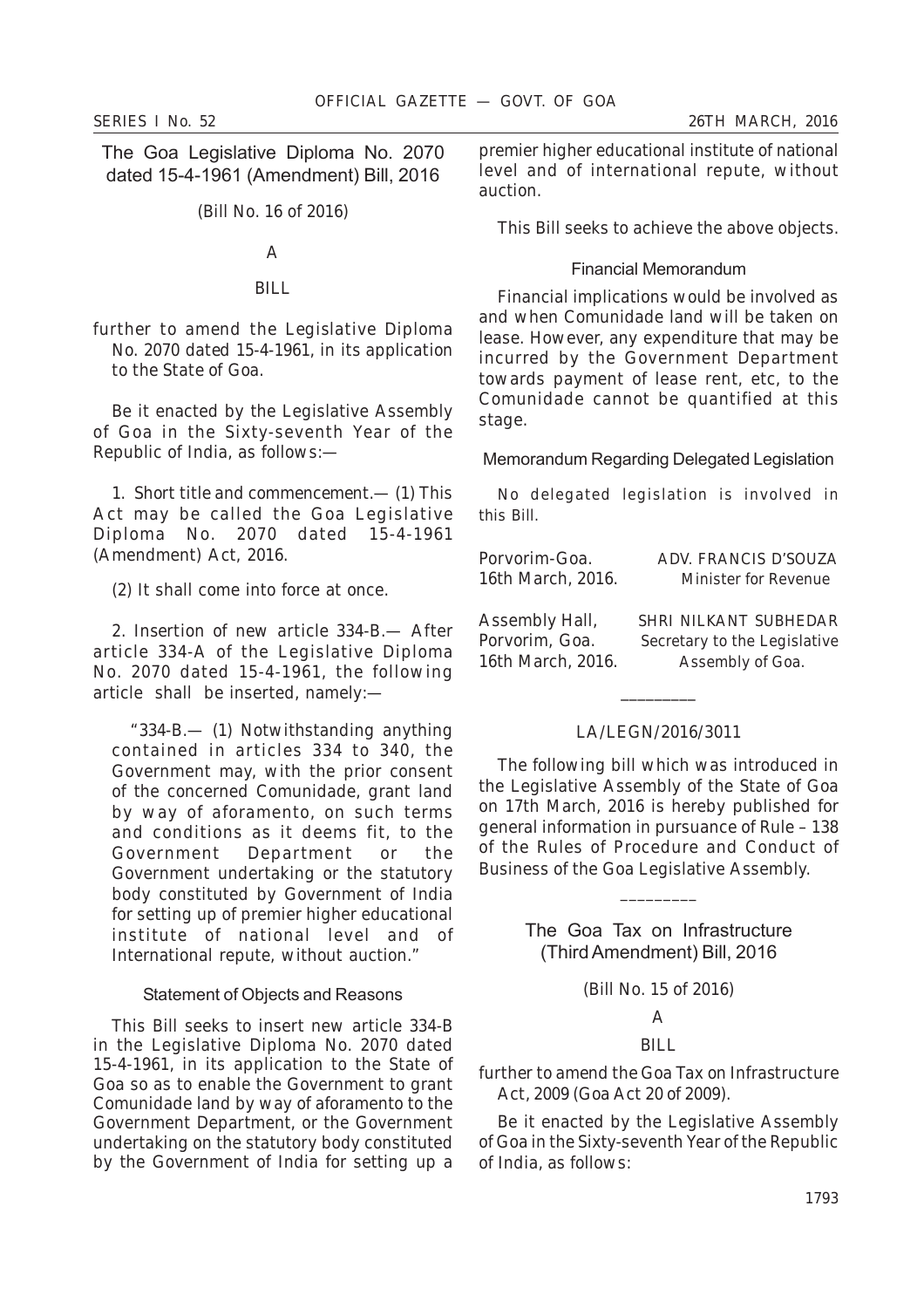## The Goa Legislative Diploma No. 2070 dated 15-4-1961 (Amendment) Bill, 2016

(Bill No. 16 of 2016)

A

BILL

further to amend the Legislative Diploma No. 2070 dated 15-4-1961, in its application to the State of Goa.

Be it enacted by the Legislative Assembly of Goa in the Sixty-seventh Year of the Republic of India, as follows:—

1. Short title and commencement.— (1) This Act may be called the Goa Legislative Diploma No. 2070 dated 15-4-1961 (Amendment) Act, 2016.

(2) It shall come into force at once.

2. Insertion of new article 334-B.— After article 334-A of the Legislative Diploma No. 2070 dated 15-4-1961, the following article shall be inserted, namely:—

"334-B.— (1) Notwithstanding anything contained in articles 334 to 340, the Government may, with the prior consent of the concerned Comunidade, grant land by way of aforamento, on such terms and conditions as it deems fit, to the Government Department or the Government undertaking or the statutory body constituted by Government of India for setting up of premier higher educational institute of national level and of International repute, without auction."

### Statement of Objects and Reasons

This Bill seeks to insert new article 334-B in the Legislative Diploma No. 2070 dated 15-4-1961, in its application to the State of Goa so as to enable the Government to grant Comunidade land by way of aforamento to the Government Department, or the Government undertaking on the statutory body constituted by the Government of India for setting up a premier higher educational institute of national level and of international repute, without auction.

This Bill seeks to achieve the above objects.

### Financial Memorandum

Financial implications would be involved as and when Comunidade land will be taken on lease. However, any expenditure that may be incurred by the Government Department towards payment of lease rent, etc, to the Comunidade cannot be quantified at this stage.

### Memorandum Regarding Delegated Legislation

No delegated legislation is involved in this Bill.

Porvorim-Goa.
16th March, 2016.

ADV. FRANCIS D'SOUZA
Minister for Revenue

Assembly Hall,
Porvorim, Goa.
16th March, 2016.

SHRI NILKANT SUBHEDAR
Secretary to the Legislative Assembly of Goa.

---

LA/LEGN/2016/3011

The following bill which was introduced in the Legislative Assembly of the State of Goa on 17th March, 2016 is hereby published for general information in pursuance of Rule – 138 of the Rules of Procedure and Conduct of Business of the Goa Legislative Assembly.

---

## The Goa Tax on Infrastructure (Third Amendment) Bill, 2016

(Bill No. 15 of 2016)

A

BILL

further to amend the Goa Tax on Infrastructure Act, 2009 (Goa Act 20 of 2009).

Be it enacted by the Legislative Assembly of Goa in the Sixty-seventh Year of the Republic of India, as follows: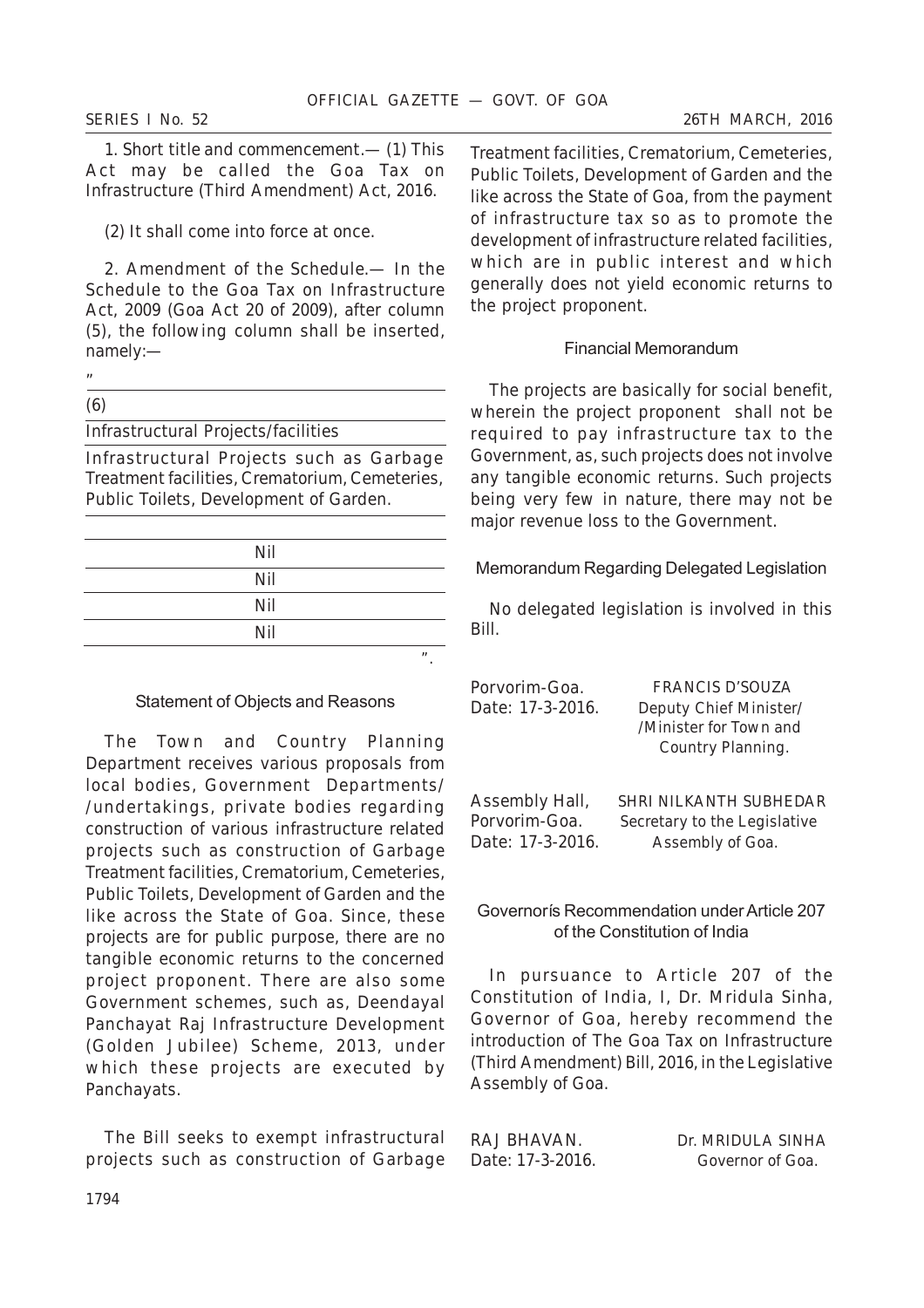1. Short title and commencement.— (1) This Act may be called the Goa Tax on Infrastructure (Third Amendment) Act, 2016.

(2) It shall come into force at once.

2. Amendment of the Schedule.— In the Schedule to the Goa Tax on Infrastructure Act, 2009 (Goa Act 20 of 2009), after column (5), the following column shall be inserted, namely:—

"

| (6) |
|---|
| Infrastructural Projects/facilities |
| Infrastructural Projects such as Garbage Treatment facilities, Crematorium, Cemeteries, Public Toilets, Development of Garden. |
| |
| Nil |
| Nil |
| Nil |
| Nil |

".

### Statement of Objects and Reasons

The Town and Country Planning Department receives various proposals from local bodies, Government Departments/ /undertakings, private bodies regarding construction of various infrastructure related projects such as construction of Garbage Treatment facilities, Crematorium, Cemeteries, Public Toilets, Development of Garden and the like across the State of Goa. Since, these projects are for public purpose, there are no tangible economic returns to the concerned project proponent. There are also some Government schemes, such as, Deendayal Panchayat Raj Infrastructure Development (Golden Jubilee) Scheme, 2013, under which these projects are executed by Panchayats.

The Bill seeks to exempt infrastructural projects such as construction of Garbage Treatment facilities, Crematorium, Cemeteries, Public Toilets, Development of Garden and the like across the State of Goa, from the payment of infrastructure tax so as to promote the development of infrastructure related facilities, which are in public interest and which generally does not yield economic returns to the project proponent.

### Financial Memorandum

The projects are basically for social benefit, wherein the project proponent shall not be required to pay infrastructure tax to the Government, as, such projects does not involve any tangible economic returns. Such projects being very few in nature, there may not be major revenue loss to the Government.

### Memorandum Regarding Delegated Legislation

No delegated legislation is involved in this Bill.

Porvorim-Goa.
Date: 17-3-2016.

FRANCIS D'SOUZA
Deputy Chief Minister/ /Minister for Town and Country Planning.

Assembly Hall,
Porvorim-Goa.
Date: 17-3-2016.

SHRI NILKANTH SUBHEDAR
Secretary to the Legislative Assembly of Goa.

### Governorís Recommendation under Article 207 of the Constitution of India

In pursuance to Article 207 of the Constitution of India, I, Dr. Mridula Sinha, Governor of Goa, hereby recommend the introduction of The Goa Tax on Infrastructure (Third Amendment) Bill, 2016, in the Legislative Assembly of Goa.

RAJ BHAVAN.
Date: 17-3-2016.

Dr. MRIDULA SINHA
Governor of Goa.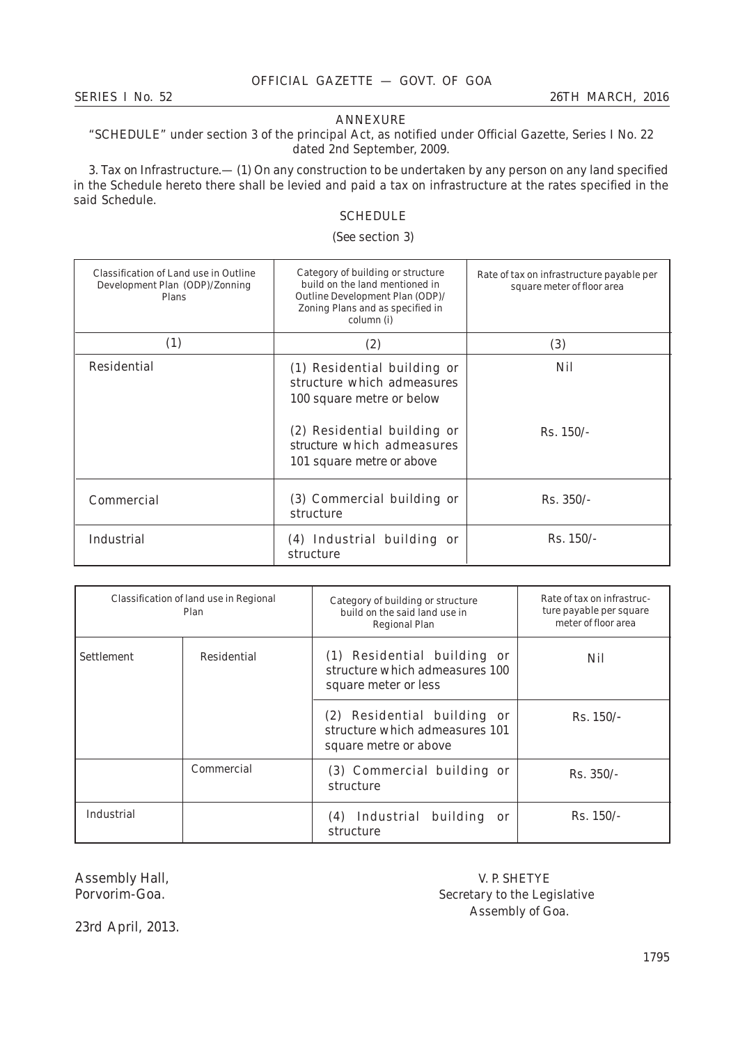## ANNEXURE

"SCHEDULE" under section 3 of the principal Act, as notified under Official Gazette, Series I No. 22 dated 2nd September, 2009.

3. Tax on Infrastructure.— (1) On any construction to be undertaken by any person on any land specified in the Schedule hereto there shall be levied and paid a tax on infrastructure at the rates specified in the said Schedule.

### SCHEDULE

(See section 3)

| Classification of Land use in Outline Development Plan (ODP)/Zonning Plans | Category of building or structure build on the land mentioned in Outline Development Plan (ODP)/ Zoning Plans and as specified in column (i) | Rate of tax on infrastructure payable per square meter of floor area |
|---|---|---|
| (1) | (2) | (3) |
| Residential | (1) Residential building or structure which admeasures 100 square metre or below | Nil |
| | (2) Residential building or structure which admeasures 101 square metre or above | Rs. 150/- |
| Commercial | (3) Commercial building or structure | Rs. 350/- |
| Industrial | (4) Industrial building or structure | Rs. 150/- |

| Classification of land use in Regional Plan | | Category of building or structure build on the said land use in Regional Plan | Rate of tax on infrastructure payable per square meter of floor area |
|---|---|---|---|
| Settlement | Residential | (1) Residential building or structure which admeasures 100 square meter or less | Nil |
| | | (2) Residential building or structure which admeasures 101 square metre or above | Rs. 150/- |
| | Commercial | (3) Commercial building or structure | Rs. 350/- |
| Industrial | | (4) Industrial building or structure | Rs. 150/- |

Assembly Hall,
Porvorim-Goa.

23rd April, 2013.

V. P. SHETYE
Secretary to the Legislative Assembly of Goa.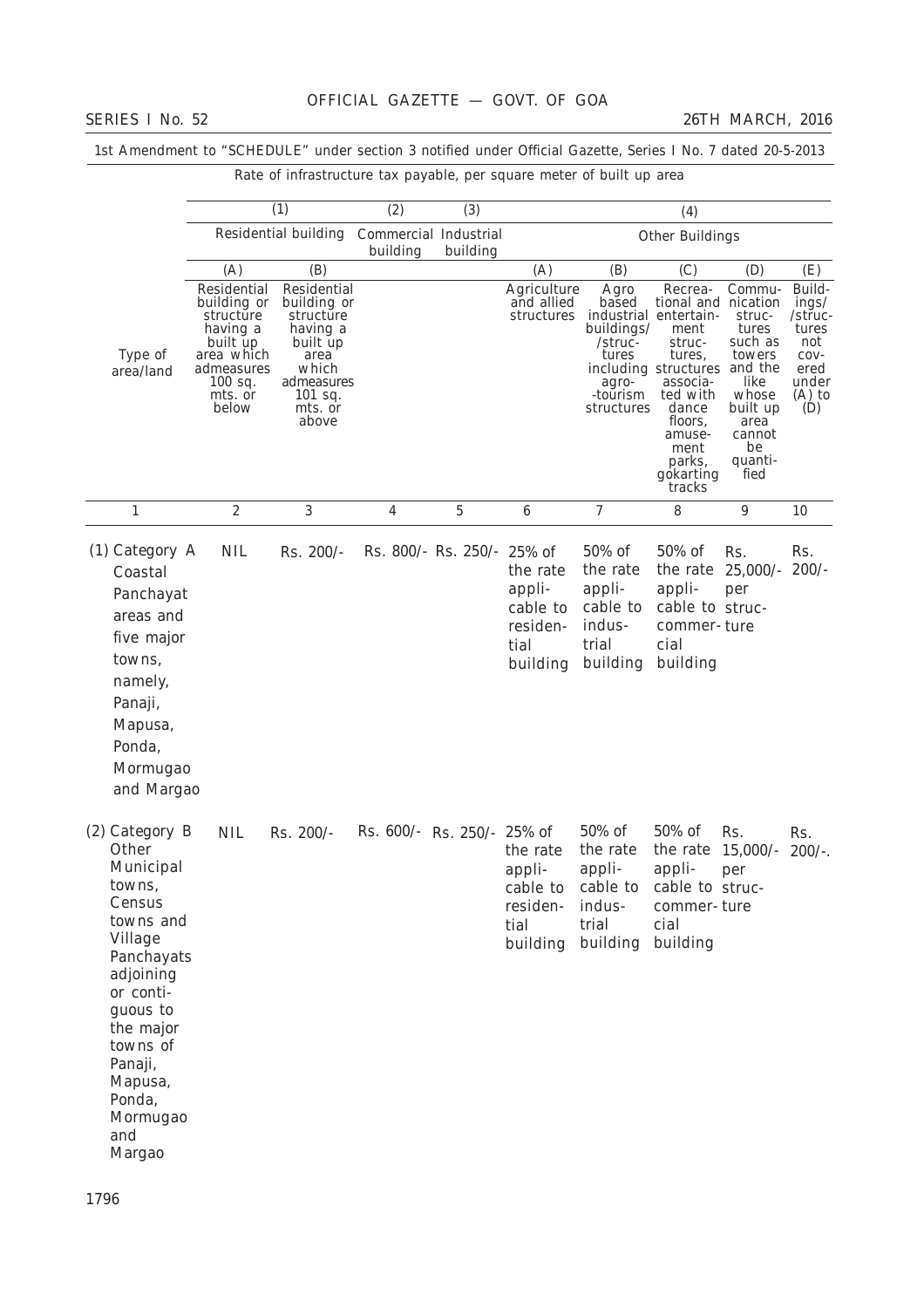1st Amendment to "SCHEDULE" under section 3 notified under Official Gazette, Series I No. 7 dated 20-5-2013

Rate of infrastructure tax payable, per square meter of built up area

| | (1) | | (2) | (3) | (4) | | | | |
|---|---|---|---|---|---|---|---|---|---|
| | Residential building | | Commercial building | Industrial building | Other Buildings | | | | |
| | (A) | (B) | | | (A) | (B) | (C) | (D) | (E) |
| Type of area/land | Residential building or structure having a built up area which admeasures 100 sq. mts. or below | Residential building or structure having a built up area which admeasures 101 sq. mts. or above | | | Agriculture and allied structures | Agro based industrial buildings/ /structures including agro- -tourism structures | Recreational and entertainment structures, structures associated with dance floors, amusement parks, gokarting tracks | Communication structures such as towers and the like whose built up area cannot be quantified | Buildings/ /structures not covered under (A) to (D) |
| 1 | 2 | 3 | 4 | 5 | 6 | 7 | 8 | 9 | 10 |
| (1) Category A Coastal Panchayat areas and five major towns, namely, Panaji, Mapusa, Ponda, Mormugao and Margao | NIL | Rs. 200/- | Rs. 800/- | Rs. 250/- | 25% of the rate applicable to residential building | 50% of the rate applicable to industrial building | 50% of the rate applicable to commercial building | Rs. 25,000/- per structure | Rs. 200/- |
| (2) Category B Other Municipal towns, Census towns and Village Panchayats adjoining or contiguous to the major towns of Panaji, Mapusa, Ponda, Mormugao and Margao | NIL | Rs. 200/- | Rs. 600/- | Rs. 250/- | 25% of the rate applicable to residential building | 50% of the rate applicable to industrial building | 50% of the rate applicable to commercial building | Rs. 15,000/- per structure | Rs. 200/-. |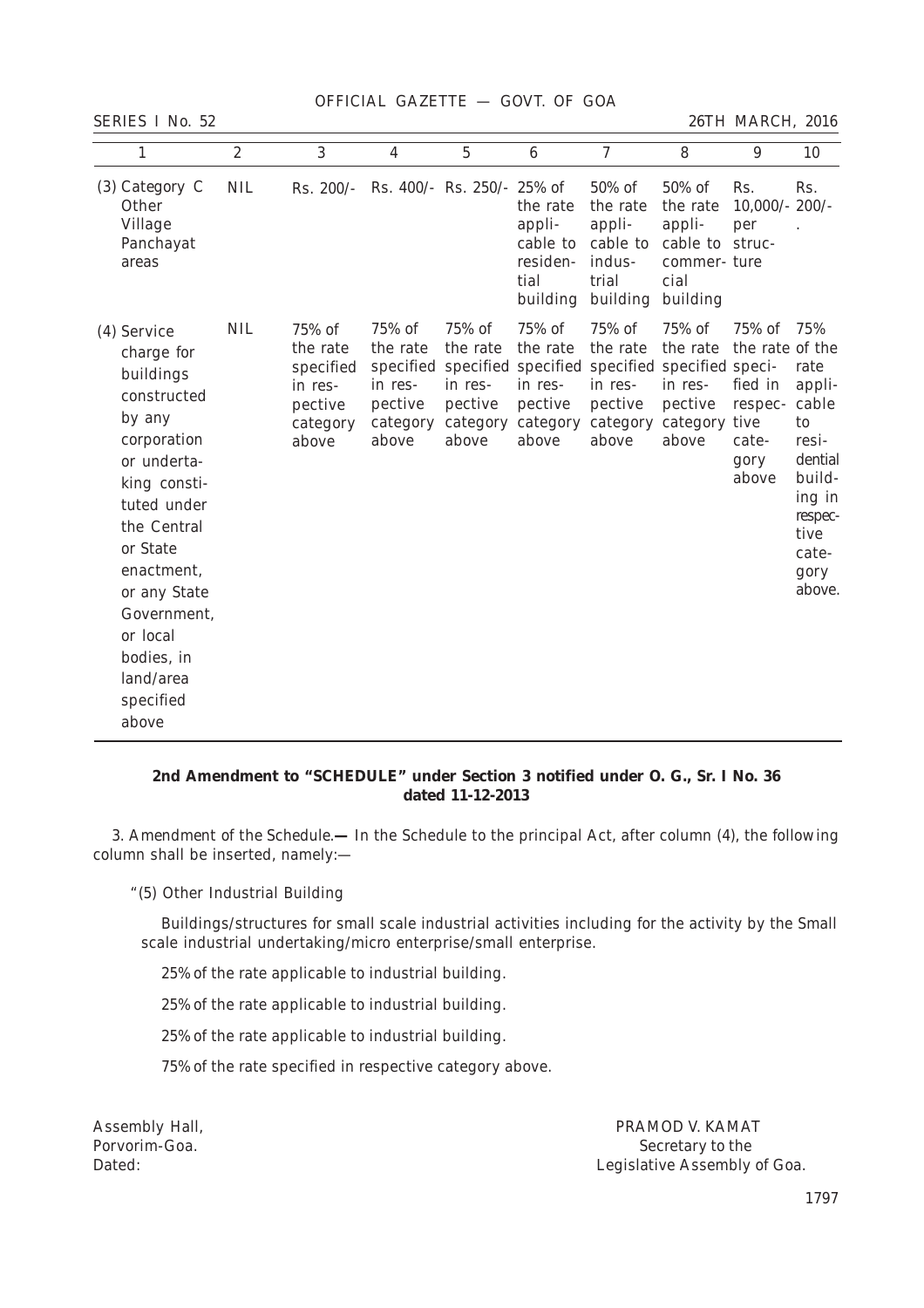| 1 | 2 | 3 | 4 | 5 | 6 | 7 | 8 | 9 | 10 |
|---|---|---|---|---|---|---|---|---|---|
| (3) Category C Other Village Panchayat areas | NIL | Rs. 200/- | Rs. 400/- | Rs. 250/- | 25% of the rate applicable to residential building | 50% of the rate applicable to industrial building | 50% of the rate applicable to commercial building | Rs. 10,000/- per structure | Rs. 200/-. |
| (4) Service charge for buildings constructed by any corporation or undertaking constituted under the Central or State enactment, or any State Government, or local bodies, in land/area specified above | NIL | 75% of the rate specified in respective category above | 75% of the rate specified in respective category above | 75% of the rate specified in respective category above | 75% of the rate specified in respective category above | 75% of the rate specified in respective category above | 75% of the rate specified in respective category above | 75% of the rate specified in respective category above | 75% of the rate applicable to residential building in respective category above. |

**2nd Amendment to "SCHEDULE" under Section 3 notified under O. G., Sr. I No. 36 dated 11-12-2013**

3. *Amendment of the Schedule*.— In the Schedule to the principal Act, after column (4), the following column shall be inserted, namely:—

"(5) Other Industrial Building

Buildings/structures for small scale industrial activities including for the activity by the Small scale industrial undertaking/micro enterprise/small enterprise.

25% of the rate applicable to industrial building.

25% of the rate applicable to industrial building.

25% of the rate applicable to industrial building.

75% of the rate specified in respective category above.

Assembly Hall,
Porvorim-Goa.
Dated:

PRAMOD V. KAMAT
Secretary to the
Legislative Assembly of Goa.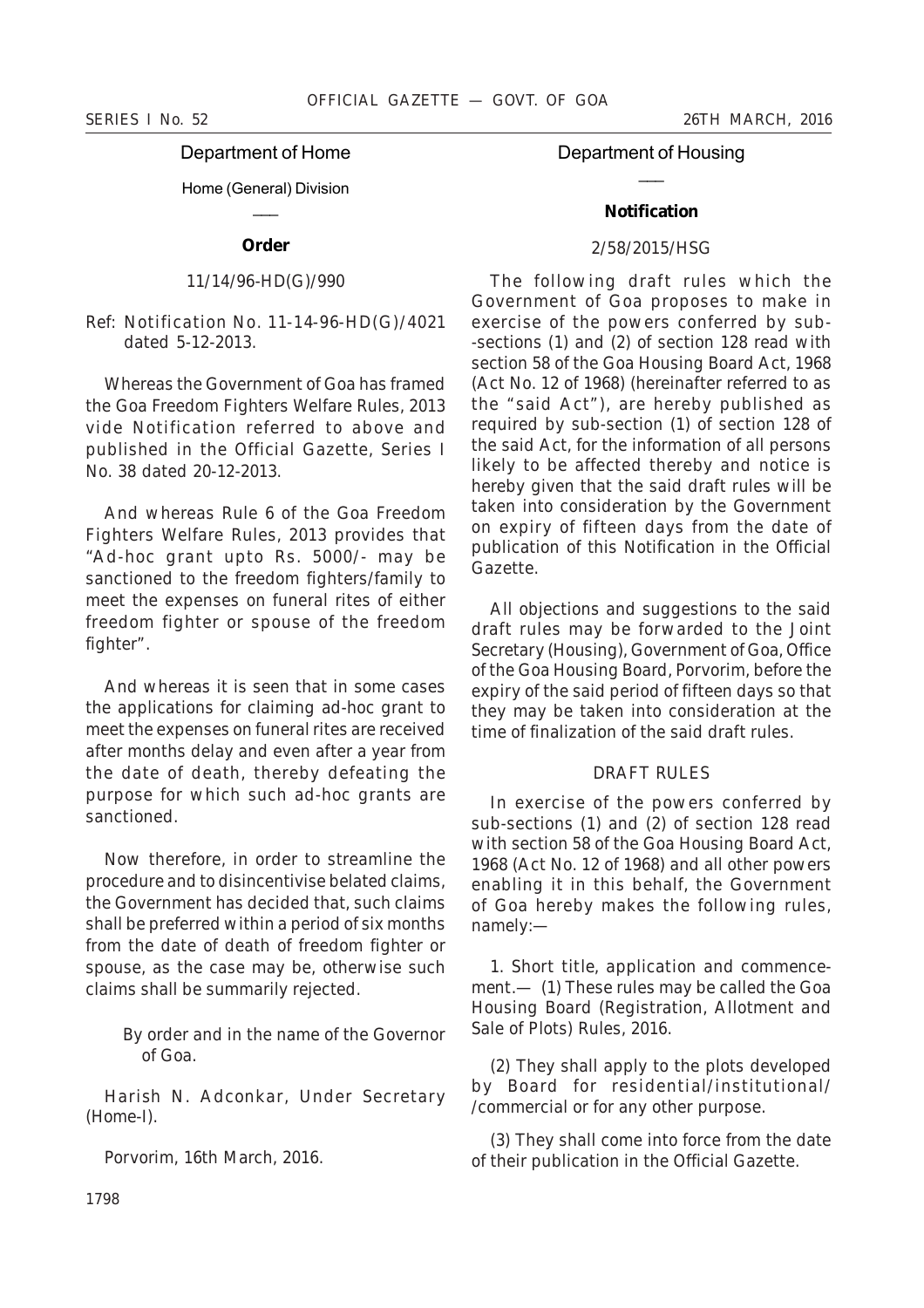## Department of Home

Home (General) Division

**Order**

11/14/96-HD(G)/990

Ref: Notification No. 11-14-96-HD(G)/4021 dated 5-12-2013.

Whereas the Government of Goa has framed the Goa Freedom Fighters Welfare Rules, 2013 vide Notification referred to above and published in the Official Gazette, Series I No. 38 dated 20-12-2013.

And whereas Rule 6 of the Goa Freedom Fighters Welfare Rules, 2013 provides that "Ad-hoc grant upto Rs. 5000/- may be sanctioned to the freedom fighters/family to meet the expenses on funeral rites of either freedom fighter or spouse of the freedom fighter".

And whereas it is seen that in some cases the applications for claiming ad-hoc grant to meet the expenses on funeral rites are received after months delay and even after a year from the date of death, thereby defeating the purpose for which such ad-hoc grants are sanctioned.

Now therefore, in order to streamline the procedure and to disincentivise belated claims, the Government has decided that, such claims shall be preferred within a period of six months from the date of death of freedom fighter or spouse, as the case may be, otherwise such claims shall be summarily rejected.

By order and in the name of the Governor of Goa.

Harish N. Adconkar, Under Secretary (Home-I).

Porvorim, 16th March, 2016.

## Department of Housing

**Notification**

2/58/2015/HSG

The following draft rules which the Government of Goa proposes to make in exercise of the powers conferred by sub--sections (1) and (2) of section 128 read with section 58 of the Goa Housing Board Act, 1968 (Act No. 12 of 1968) (hereinafter referred to as the "said Act"), are hereby published as required by sub-section (1) of section 128 of the said Act, for the information of all persons likely to be affected thereby and notice is hereby given that the said draft rules will be taken into consideration by the Government on expiry of fifteen days from the date of publication of this Notification in the Official Gazette.

All objections and suggestions to the said draft rules may be forwarded to the Joint Secretary (Housing), Government of Goa, Office of the Goa Housing Board, Porvorim, before the expiry of the said period of fifteen days so that they may be taken into consideration at the time of finalization of the said draft rules.

DRAFT RULES

In exercise of the powers conferred by sub-sections (1) and (2) of section 128 read with section 58 of the Goa Housing Board Act, 1968 (Act No. 12 of 1968) and all other powers enabling it in this behalf, the Government of Goa hereby makes the following rules, namely:—

1. Short title, application and commencement.— (1) These rules may be called the Goa Housing Board (Registration, Allotment and Sale of Plots) Rules, 2016.

(2) They shall apply to the plots developed by Board for residential/institutional/ /commercial or for any other purpose.

(3) They shall come into force from the date of their publication in the Official Gazette.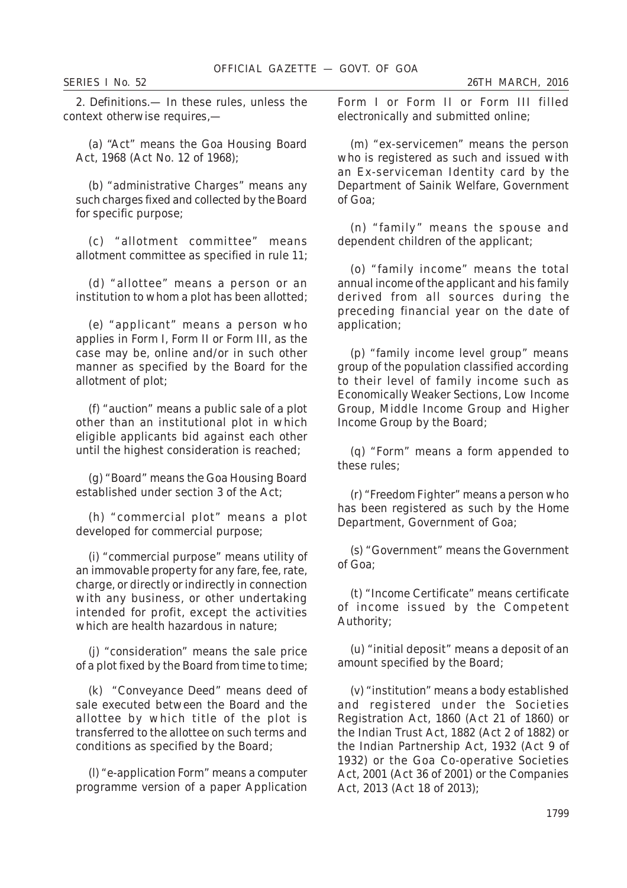2. Definitions.— In these rules, unless the context otherwise requires,—

(a) "Act" means the Goa Housing Board Act, 1968 (Act No. 12 of 1968);

(b) "administrative Charges" means any such charges fixed and collected by the Board for specific purpose;

(c) "allotment committee" means allotment committee as specified in rule 11;

(d) "allottee" means a person or an institution to whom a plot has been allotted;

(e) "applicant" means a person who applies in Form I, Form II or Form III, as the case may be, online and/or in such other manner as specified by the Board for the allotment of plot;

(f) "auction" means a public sale of a plot other than an institutional plot in which eligible applicants bid against each other until the highest consideration is reached;

(g) "Board" means the Goa Housing Board established under section 3 of the Act;

(h) "commercial plot" means a plot developed for commercial purpose;

(i) "commercial purpose" means utility of an immovable property for any fare, fee, rate, charge, or directly or indirectly in connection with any business, or other undertaking intended for profit, except the activities which are health hazardous in nature;

(j) "consideration" means the sale price of a plot fixed by the Board from time to time;

(k) "Conveyance Deed" means deed of sale executed between the Board and the allottee by which title of the plot is transferred to the allottee on such terms and conditions as specified by the Board;

(l) "e-application Form" means a computer programme version of a paper Application Form I or Form II or Form III filled electronically and submitted online;

(m) "ex-servicemen" means the person who is registered as such and issued with an Ex-serviceman Identity card by the Department of Sainik Welfare, Government of Goa;

(n) "family" means the spouse and dependent children of the applicant;

(o) "family income" means the total annual income of the applicant and his family derived from all sources during the preceding financial year on the date of application;

(p) "family income level group" means group of the population classified according to their level of family income such as Economically Weaker Sections, Low Income Group, Middle Income Group and Higher Income Group by the Board;

(q) "Form" means a form appended to these rules;

(r) "Freedom Fighter" means a person who has been registered as such by the Home Department, Government of Goa;

(s) "Government" means the Government of Goa;

(t) "Income Certificate" means certificate of income issued by the Competent Authority;

(u) "initial deposit" means a deposit of an amount specified by the Board;

(v) "institution" means a body established and registered under the Societies Registration Act, 1860 (Act 21 of 1860) or the Indian Trust Act, 1882 (Act 2 of 1882) or the Indian Partnership Act, 1932 (Act 9 of 1932) or the Goa Co-operative Societies Act, 2001 (Act 36 of 2001) or the Companies Act, 2013 (Act 18 of 2013);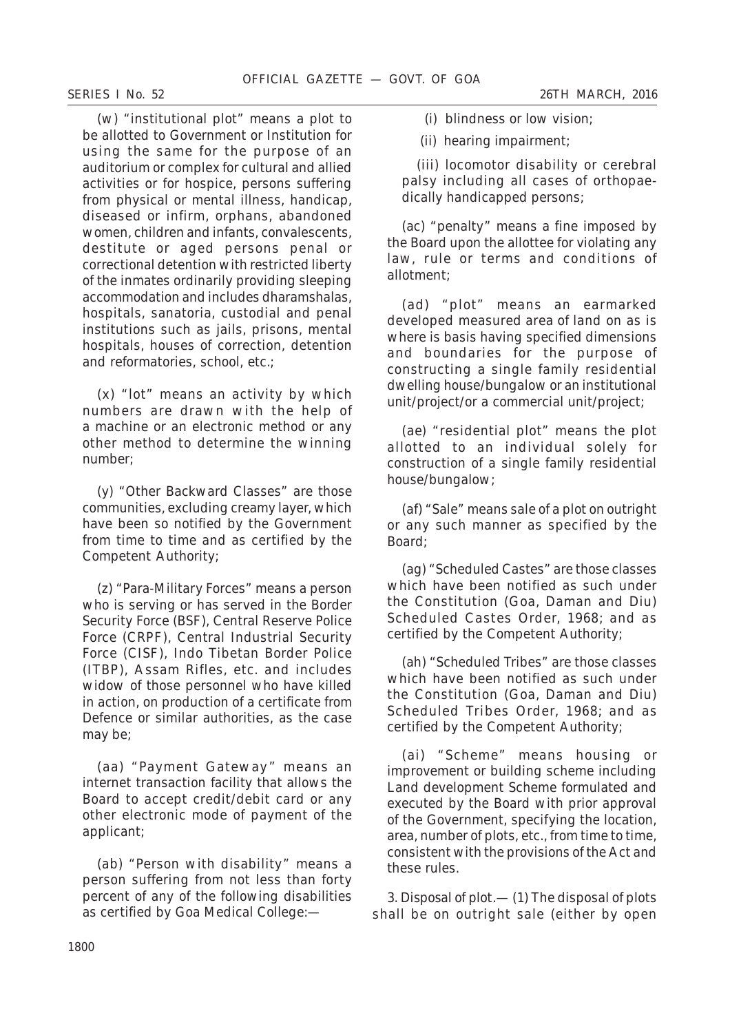(w) "institutional plot" means a plot to be allotted to Government or Institution for using the same for the purpose of an auditorium or complex for cultural and allied activities or for hospice, persons suffering from physical or mental illness, handicap, diseased or infirm, orphans, abandoned women, children and infants, convalescents, destitute or aged persons penal or correctional detention with restricted liberty of the inmates ordinarily providing sleeping accommodation and includes dharamshalas, hospitals, sanatoria, custodial and penal institutions such as jails, prisons, mental hospitals, houses of correction, detention and reformatories, school, etc.;

(x) "lot" means an activity by which numbers are drawn with the help of a machine or an electronic method or any other method to determine the winning number;

(y) "Other Backward Classes" are those communities, excluding creamy layer, which have been so notified by the Government from time to time and as certified by the Competent Authority;

(z) "Para-Military Forces" means a person who is serving or has served in the Border Security Force (BSF), Central Reserve Police Force (CRPF), Central Industrial Security Force (CISF), Indo Tibetan Border Police (ITBP), Assam Rifles, etc. and includes widow of those personnel who have killed in action, on production of a certificate from Defence or similar authorities, as the case may be;

(aa) "Payment Gateway" means an internet transaction facility that allows the Board to accept credit/debit card or any other electronic mode of payment of the applicant;

(ab) "Person with disability" means a person suffering from not less than forty percent of any of the following disabilities as certified by Goa Medical College:—

(i) blindness or low vision;

(ii) hearing impairment;

(iii) locomotor disability or cerebral palsy including all cases of orthopaedically handicapped persons;

(ac) "penalty" means a fine imposed by the Board upon the allottee for violating any law, rule or terms and conditions of allotment;

(ad) "plot" means an earmarked developed measured area of land on as is where is basis having specified dimensions and boundaries for the purpose of constructing a single family residential dwelling house/bungalow or an institutional unit/project/or a commercial unit/project;

(ae) "residential plot" means the plot allotted to an individual solely for construction of a single family residential house/bungalow;

(af) "Sale" means sale of a plot on outright or any such manner as specified by the Board;

(ag) "Scheduled Castes" are those classes which have been notified as such under the Constitution (Goa, Daman and Diu) Scheduled Castes Order, 1968; and as certified by the Competent Authority;

(ah) "Scheduled Tribes" are those classes which have been notified as such under the Constitution (Goa, Daman and Diu) Scheduled Tribes Order, 1968; and as certified by the Competent Authority;

(ai) "Scheme" means housing or improvement or building scheme including Land development Scheme formulated and executed by the Board with prior approval of the Government, specifying the location, area, number of plots, etc., from time to time, consistent with the provisions of the Act and these rules.

3. Disposal of plot.— (1) The disposal of plots shall be on outright sale (either by open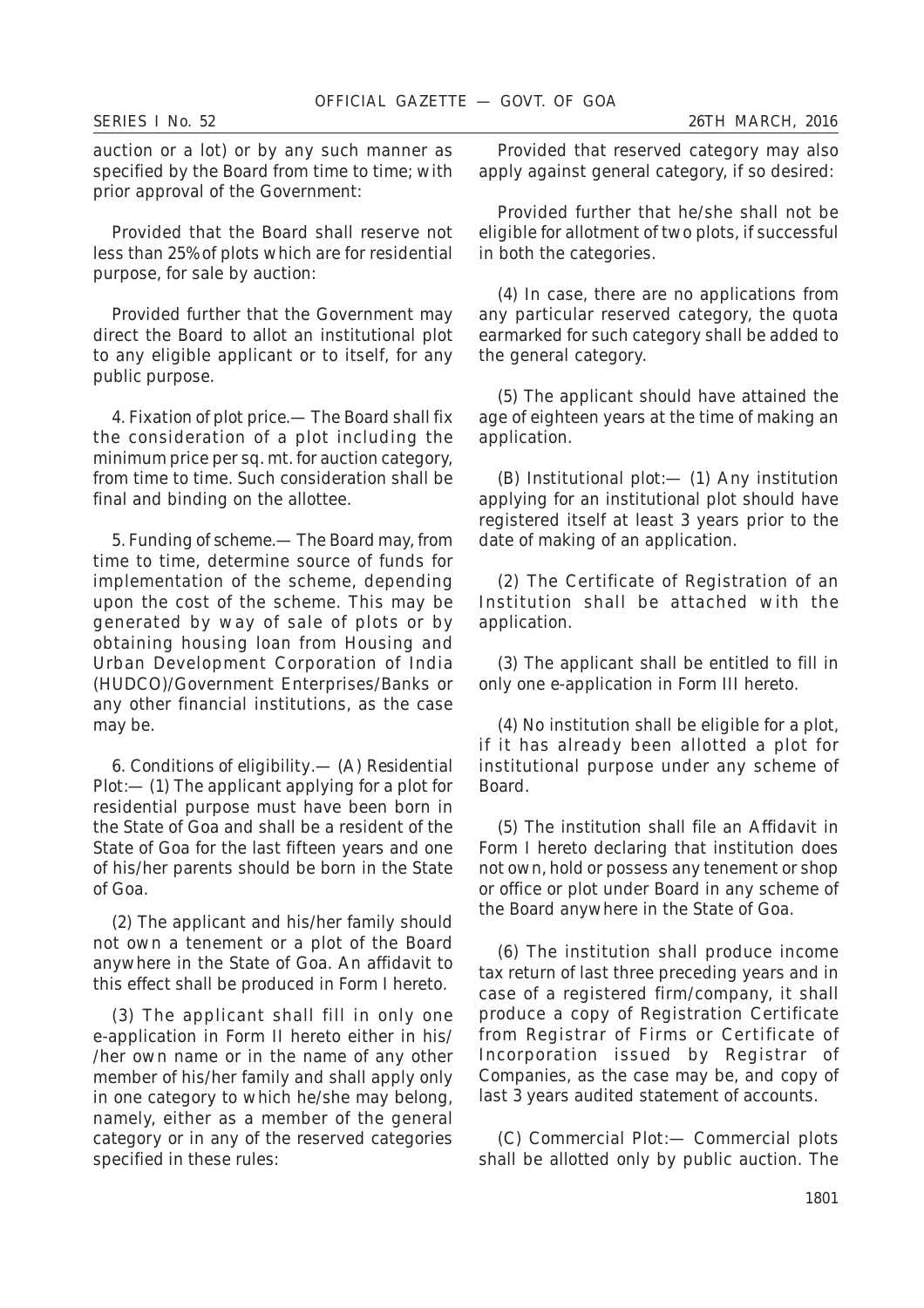auction or a lot) or by any such manner as specified by the Board from time to time; with prior approval of the Government:

Provided that the Board shall reserve not less than 25% of plots which are for residential purpose, for sale by auction:

Provided further that the Government may direct the Board to allot an institutional plot to any eligible applicant or to itself, for any public purpose.

4. *Fixation of plot price.*— The Board shall fix the consideration of a plot including the minimum price per sq. mt. for auction category, from time to time. Such consideration shall be final and binding on the allottee.

5. *Funding of scheme.*— The Board may, from time to time, determine source of funds for implementation of the scheme, depending upon the cost of the scheme. This may be generated by way of sale of plots or by obtaining housing loan from Housing and Urban Development Corporation of India (HUDCO)/Government Enterprises/Banks or any other financial institutions, as the case may be.

6. *Conditions of eligibility.*— (A) *Residential Plot:*— (1) The applicant applying for a plot for residential purpose must have been born in the State of Goa and shall be a resident of the State of Goa for the last fifteen years and one of his/her parents should be born in the State of Goa.

(2) The applicant and his/her family should not own a tenement or a plot of the Board anywhere in the State of Goa. An affidavit to this effect shall be produced in Form I hereto.

(3) The applicant shall fill in only one e-application in Form II hereto either in his/ /her own name or in the name of any other member of his/her family and shall apply only in one category to which he/she may belong, namely, either as a member of the general category or in any of the reserved categories specified in these rules:

Provided that reserved category may also apply against general category, if so desired:

Provided further that he/she shall not be eligible for allotment of two plots, if successful in both the categories.

(4) In case, there are no applications from any particular reserved category, the quota earmarked for such category shall be added to the general category.

(5) The applicant should have attained the age of eighteen years at the time of making an application.

(B) *Institutional plot:*— (1) Any institution applying for an institutional plot should have registered itself at least 3 years prior to the date of making of an application.

(2) The Certificate of Registration of an Institution shall be attached with the application.

(3) The applicant shall be entitled to fill in only one e-application in Form III hereto.

(4) No institution shall be eligible for a plot, if it has already been allotted a plot for institutional purpose under any scheme of Board.

(5) The institution shall file an Affidavit in Form I hereto declaring that institution does not own, hold or possess any tenement or shop or office or plot under Board in any scheme of the Board anywhere in the State of Goa.

(6) The institution shall produce income tax return of last three preceding years and in case of a registered firm/company, it shall produce a copy of Registration Certificate from Registrar of Firms or Certificate of Incorporation issued by Registrar of Companies, as the case may be, and copy of last 3 years audited statement of accounts.

(C) *Commercial Plot:*— Commercial plots shall be allotted only by public auction. The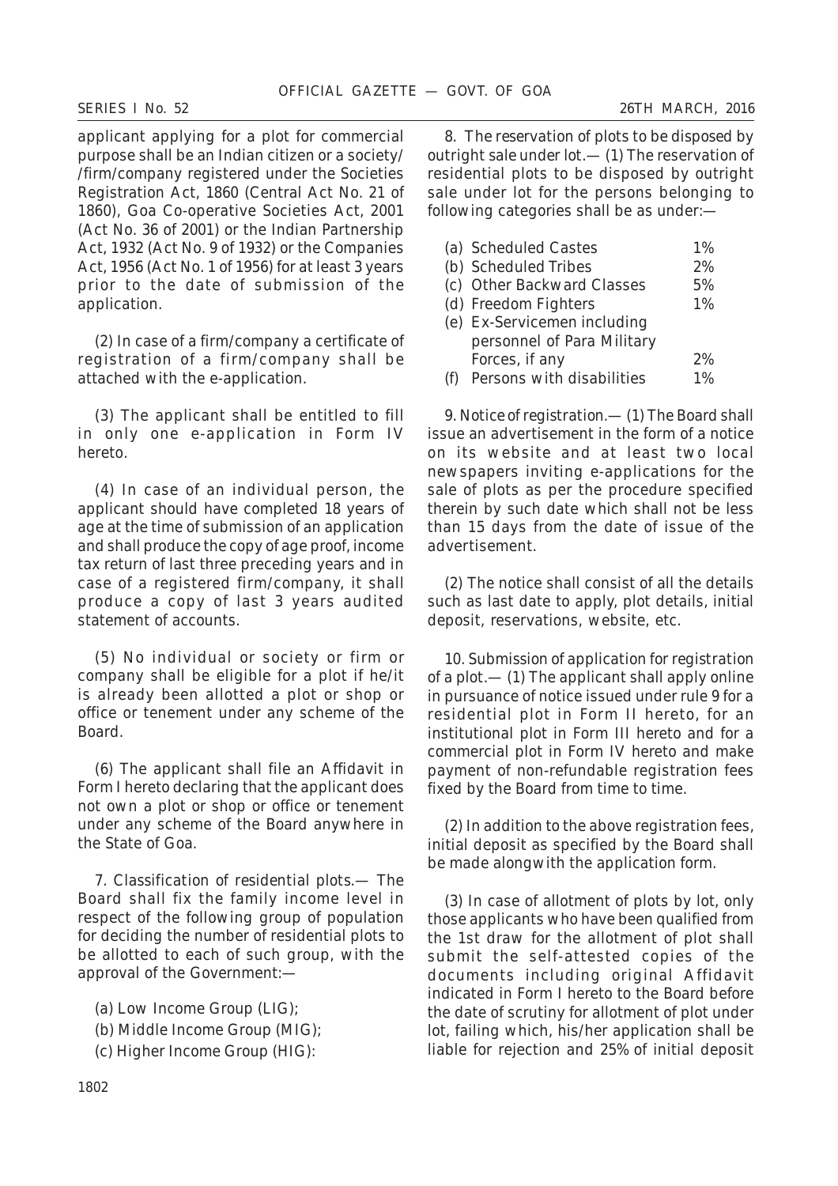applicant applying for a plot for commercial purpose shall be an Indian citizen or a society/ /firm/company registered under the Societies Registration Act, 1860 (Central Act No. 21 of 1860), Goa Co-operative Societies Act, 2001 (Act No. 36 of 2001) or the Indian Partnership Act, 1932 (Act No. 9 of 1932) or the Companies Act, 1956 (Act No. 1 of 1956) for at least 3 years prior to the date of submission of the application.

(2) In case of a firm/company a certificate of registration of a firm/company shall be attached with the e-application.

(3) The applicant shall be entitled to fill in only one e-application in Form IV hereto.

(4) In case of an individual person, the applicant should have completed 18 years of age at the time of submission of an application and shall produce the copy of age proof, income tax return of last three preceding years and in case of a registered firm/company, it shall produce a copy of last 3 years audited statement of accounts.

(5) No individual or society or firm or company shall be eligible for a plot if he/it is already been allotted a plot or shop or office or tenement under any scheme of the Board.

(6) The applicant shall file an Affidavit in Form I hereto declaring that the applicant does not own a plot or shop or office or tenement under any scheme of the Board anywhere in the State of Goa.

7. *Classification of residential plots.*— The Board shall fix the family income level in respect of the following group of population for deciding the number of residential plots to be allotted to each of such group, with the approval of the Government:—

(a) Low Income Group (LIG);
(b) Middle Income Group (MIG);
(c) Higher Income Group (HIG):

8. *The reservation of plots to be disposed by outright sale under lot.*— (1) The reservation of residential plots to be disposed by outright sale under lot for the persons belonging to following categories shall be as under:—

| | | |
|---|---|---|
| (a) | Scheduled Castes | 1% |
| (b) | Scheduled Tribes | 2% |
| (c) | Other Backward Classes | 5% |
| (d) | Freedom Fighters | 1% |
| (e) | Ex-Servicemen including personnel of Para Military Forces, if any | 2% |
| (f) | Persons with disabilities | 1% |

9. *Notice of registration.*— (1) The Board shall issue an advertisement in the form of a notice on its website and at least two local newspapers inviting e-applications for the sale of plots as per the procedure specified therein by such date which shall not be less than 15 days from the date of issue of the advertisement.

(2) The notice shall consist of all the details such as last date to apply, plot details, initial deposit, reservations, website, etc.

10. *Submission of application for registration of a plot.*— (1) The applicant shall apply online in pursuance of notice issued under rule 9 for a residential plot in Form II hereto, for an institutional plot in Form III hereto and for a commercial plot in Form IV hereto and make payment of non-refundable registration fees fixed by the Board from time to time.

(2) In addition to the above registration fees, initial deposit as specified by the Board shall be made alongwith the application form.

(3) In case of allotment of plots by lot, only those applicants who have been qualified from the 1st draw for the allotment of plot shall submit the self-attested copies of the documents including original Affidavit indicated in Form I hereto to the Board before the date of scrutiny for allotment of plot under lot, failing which, his/her application shall be liable for rejection and 25% of initial deposit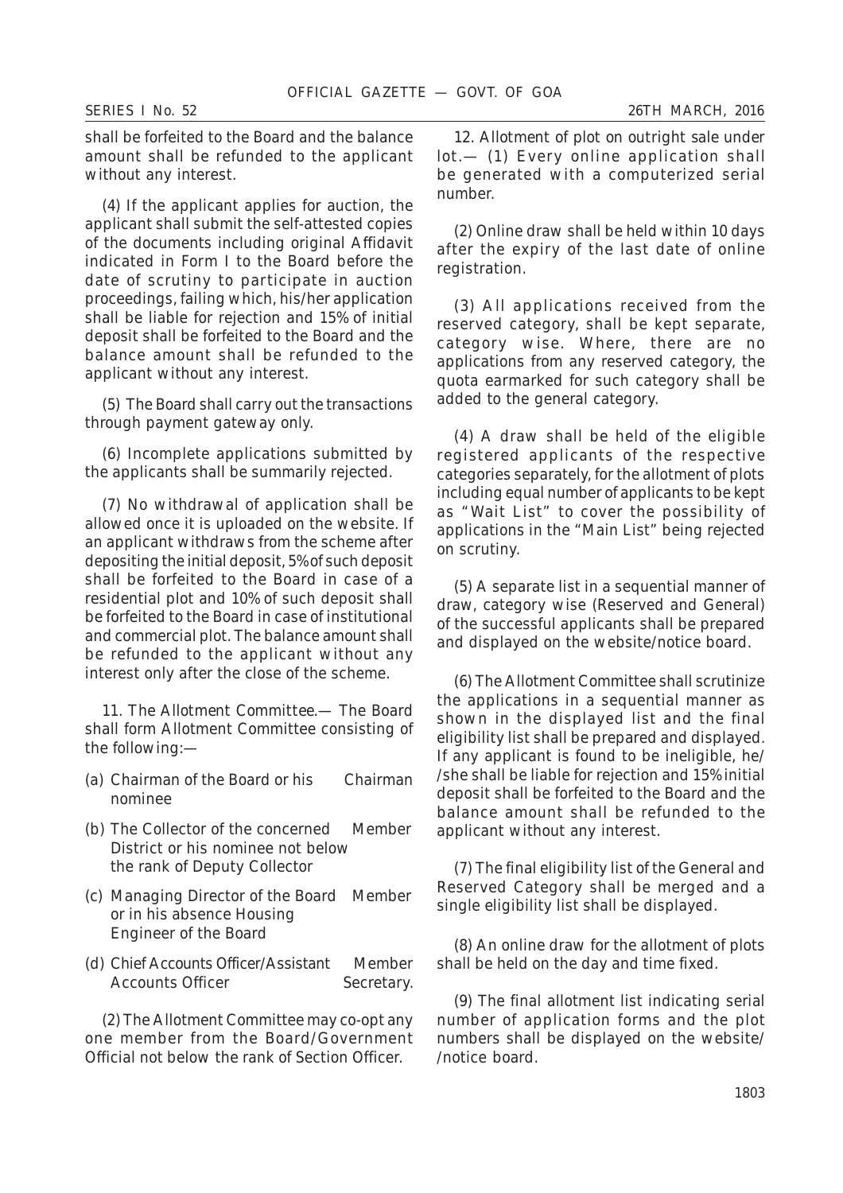shall be forfeited to the Board and the balance amount shall be refunded to the applicant without any interest.

(4) If the applicant applies for auction, the applicant shall submit the self-attested copies of the documents including original Affidavit indicated in Form I to the Board before the date of scrutiny to participate in auction proceedings, failing which, his/her application shall be liable for rejection and 15% of initial deposit shall be forfeited to the Board and the balance amount shall be refunded to the applicant without any interest.

(5) The Board shall carry out the transactions through payment gateway only.

(6) Incomplete applications submitted by the applicants shall be summarily rejected.

(7) No withdrawal of application shall be allowed once it is uploaded on the website. If an applicant withdraws from the scheme after depositing the initial deposit, 5% of such deposit shall be forfeited to the Board in case of a residential plot and 10% of such deposit shall be forfeited to the Board in case of institutional and commercial plot. The balance amount shall be refunded to the applicant without any interest only after the close of the scheme.

11. *The Allotment Committee*.— The Board shall form Allotment Committee consisting of the following:—

| | |
|---|---|
| (a) Chairman of the Board or his nominee | Chairman |
| (b) The Collector of the concerned District or his nominee not below the rank of Deputy Collector | Member |
| (c) Managing Director of the Board or in his absence Housing Engineer of the Board | Member |
| (d) Chief Accounts Officer/Assistant Accounts Officer | Member Secretary. |

(2) The Allotment Committee may co-opt any one member from the Board/Government Official not below the rank of Section Officer.

12. *Allotment of plot on outright sale under lot*.— (1) Every online application shall be generated with a computerized serial number.

(2) Online draw shall be held within 10 days after the expiry of the last date of online registration.

(3) All applications received from the reserved category, shall be kept separate, category wise. Where, there are no applications from any reserved category, the quota earmarked for such category shall be added to the general category.

(4) A draw shall be held of the eligible registered applicants of the respective categories separately, for the allotment of plots including equal number of applicants to be kept as "Wait List" to cover the possibility of applications in the "Main List" being rejected on scrutiny.

(5) A separate list in a sequential manner of draw, category wise (Reserved and General) of the successful applicants shall be prepared and displayed on the website/notice board.

(6) The Allotment Committee shall scrutinize the applications in a sequential manner as shown in the displayed list and the final eligibility list shall be prepared and displayed. If any applicant is found to be ineligible, he/ /she shall be liable for rejection and 15% initial deposit shall be forfeited to the Board and the balance amount shall be refunded to the applicant without any interest.

(7) The final eligibility list of the General and Reserved Category shall be merged and a single eligibility list shall be displayed.

(8) An online draw for the allotment of plots shall be held on the day and time fixed.

(9) The final allotment list indicating serial number of application forms and the plot numbers shall be displayed on the website/ /notice board.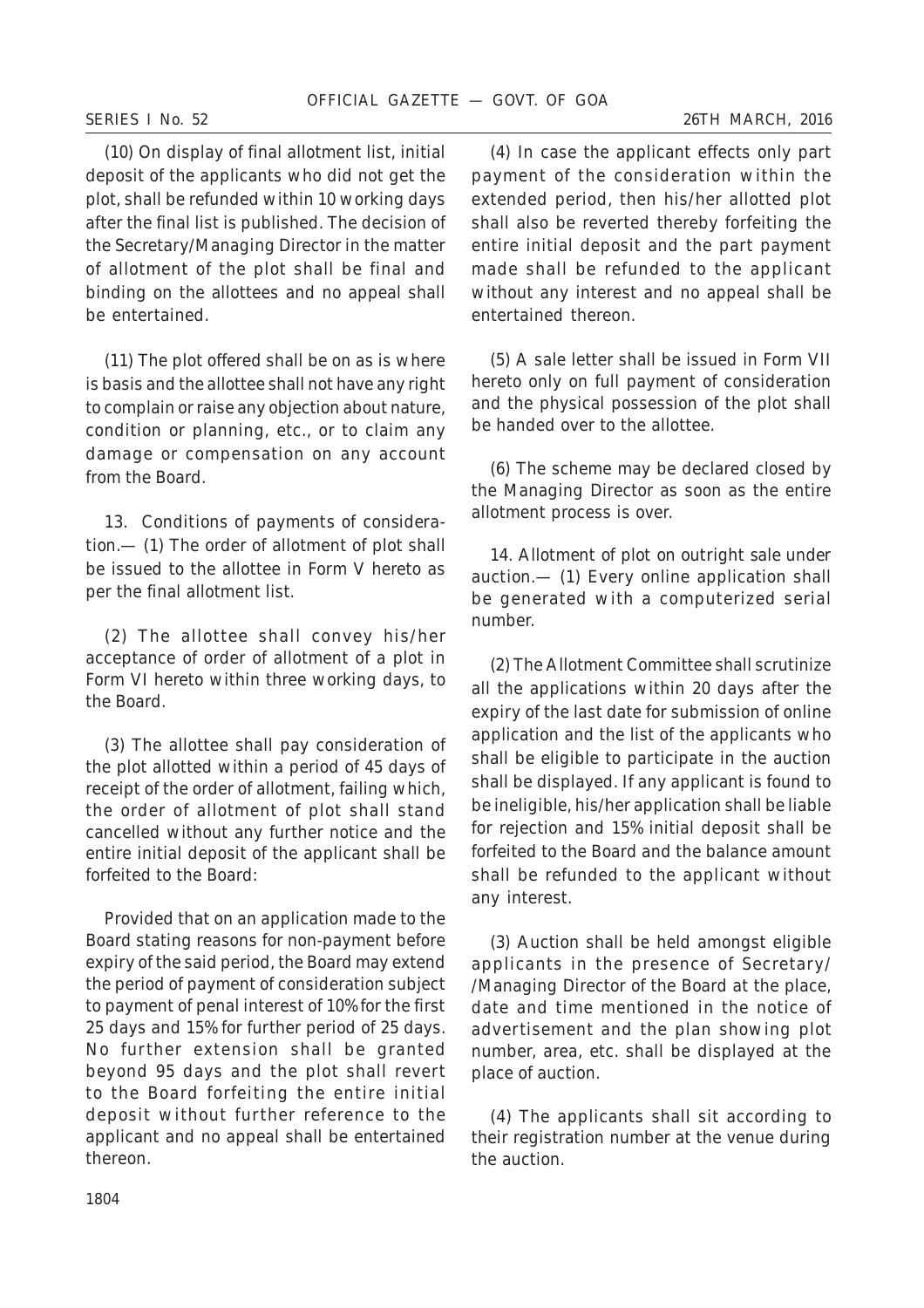(10) On display of final allotment list, initial deposit of the applicants who did not get the plot, shall be refunded within 10 working days after the final list is published. The decision of the Secretary/Managing Director in the matter of allotment of the plot shall be final and binding on the allottees and no appeal shall be entertained.

(11) The plot offered shall be on as is where is basis and the allottee shall not have any right to complain or raise any objection about nature, condition or planning, etc., or to claim any damage or compensation on any account from the Board.

13. Conditions of payments of consideration.— (1) The order of allotment of plot shall be issued to the allottee in Form V hereto as per the final allotment list.

(2) The allottee shall convey his/her acceptance of order of allotment of a plot in Form VI hereto within three working days, to the Board.

(3) The allottee shall pay consideration of the plot allotted within a period of 45 days of receipt of the order of allotment, failing which, the order of allotment of plot shall stand cancelled without any further notice and the entire initial deposit of the applicant shall be forfeited to the Board:

Provided that on an application made to the Board stating reasons for non-payment before expiry of the said period, the Board may extend the period of payment of consideration subject to payment of penal interest of 10% for the first 25 days and 15% for further period of 25 days. No further extension shall be granted beyond 95 days and the plot shall revert to the Board forfeiting the entire initial deposit without further reference to the applicant and no appeal shall be entertained thereon.

(4) In case the applicant effects only part payment of the consideration within the extended period, then his/her allotted plot shall also be reverted thereby forfeiting the entire initial deposit and the part payment made shall be refunded to the applicant without any interest and no appeal shall be entertained thereon.

(5) A sale letter shall be issued in Form VII hereto only on full payment of consideration and the physical possession of the plot shall be handed over to the allottee.

(6) The scheme may be declared closed by the Managing Director as soon as the entire allotment process is over.

14. Allotment of plot on outright sale under auction.— (1) Every online application shall be generated with a computerized serial number.

(2) The Allotment Committee shall scrutinize all the applications within 20 days after the expiry of the last date for submission of online application and the list of the applicants who shall be eligible to participate in the auction shall be displayed. If any applicant is found to be ineligible, his/her application shall be liable for rejection and 15% initial deposit shall be forfeited to the Board and the balance amount shall be refunded to the applicant without any interest.

(3) Auction shall be held amongst eligible applicants in the presence of Secretary/ /Managing Director of the Board at the place, date and time mentioned in the notice of advertisement and the plan showing plot number, area, etc. shall be displayed at the place of auction.

(4) The applicants shall sit according to their registration number at the venue during the auction.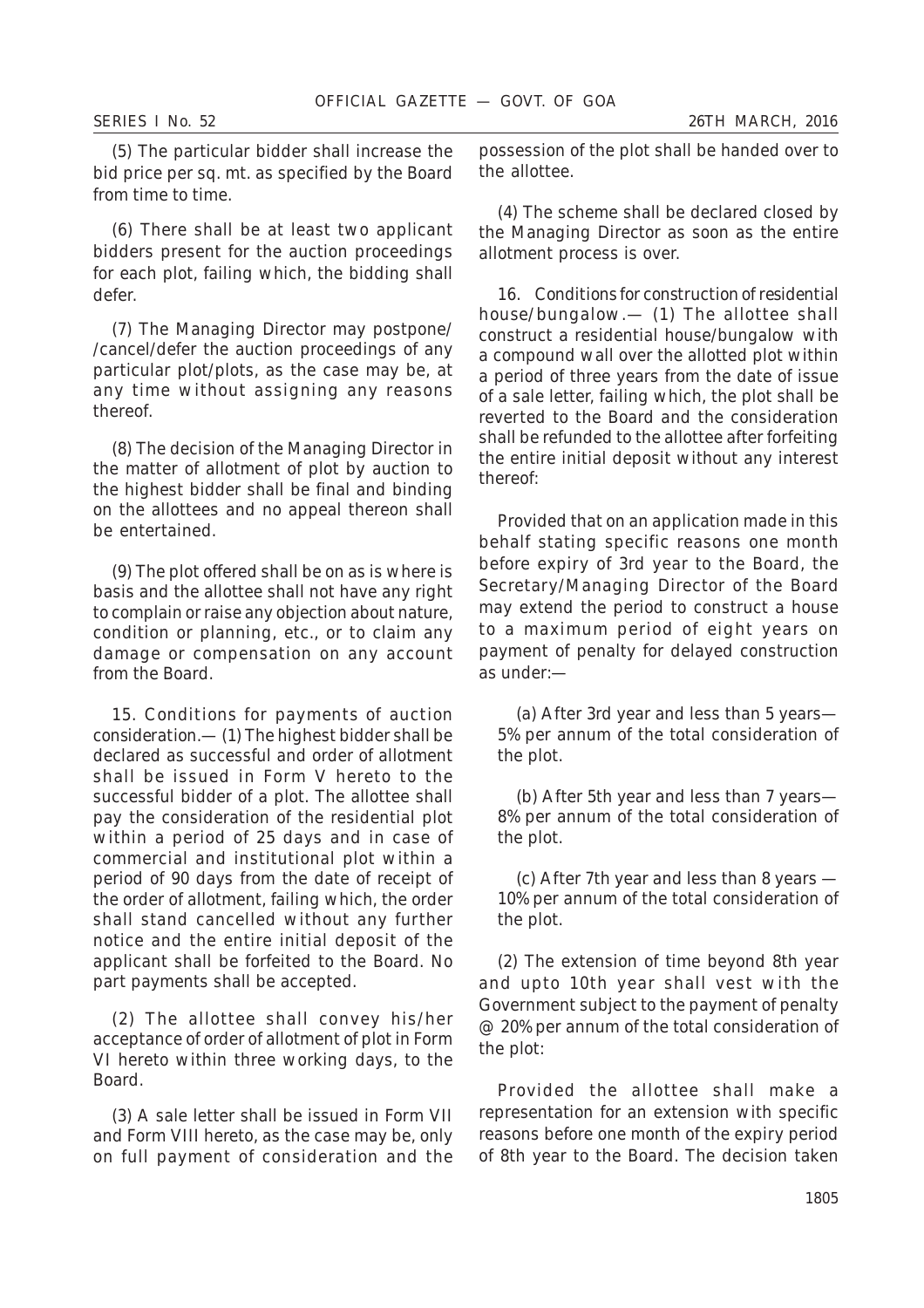(5) The particular bidder shall increase the bid price per sq. mt. as specified by the Board from time to time.

(6) There shall be at least two applicant bidders present for the auction proceedings for each plot, failing which, the bidding shall defer.

(7) The Managing Director may postpone/ /cancel/defer the auction proceedings of any particular plot/plots, as the case may be, at any time without assigning any reasons thereof.

(8) The decision of the Managing Director in the matter of allotment of plot by auction to the highest bidder shall be final and binding on the allottees and no appeal thereon shall be entertained.

(9) The plot offered shall be on as is where is basis and the allottee shall not have any right to complain or raise any objection about nature, condition or planning, etc., or to claim any damage or compensation on any account from the Board.

15. Conditions for payments of auction consideration.— (1) The highest bidder shall be declared as successful and order of allotment shall be issued in Form V hereto to the successful bidder of a plot. The allottee shall pay the consideration of the residential plot within a period of 25 days and in case of commercial and institutional plot within a period of 90 days from the date of receipt of the order of allotment, failing which, the order shall stand cancelled without any further notice and the entire initial deposit of the applicant shall be forfeited to the Board. No part payments shall be accepted.

(2) The allottee shall convey his/her acceptance of order of allotment of plot in Form VI hereto within three working days, to the Board.

(3) A sale letter shall be issued in Form VII and Form VIII hereto, as the case may be, only on full payment of consideration and the possession of the plot shall be handed over to the allottee.

(4) The scheme shall be declared closed by the Managing Director as soon as the entire allotment process is over.

16. *Conditions for construction of residential house/bungalow*.— (1) The allottee shall construct a residential house/bungalow with a compound wall over the allotted plot within a period of three years from the date of issue of a sale letter, failing which, the plot shall be reverted to the Board and the consideration shall be refunded to the allottee after forfeiting the entire initial deposit without any interest thereof:

Provided that on an application made in this behalf stating specific reasons one month before expiry of 3rd year to the Board, the Secretary/Managing Director of the Board may extend the period to construct a house to a maximum period of eight years on payment of penalty for delayed construction as under:—

(a) After 3rd year and less than 5 years— 5% per annum of the total consideration of the plot.

(b) After 5th year and less than 7 years— 8% per annum of the total consideration of the plot.

(c) After 7th year and less than 8 years — 10% per annum of the total consideration of the plot.

(2) The extension of time beyond 8th year and upto 10th year shall vest with the Government subject to the payment of penalty @ 20% per annum of the total consideration of the plot:

Provided the allottee shall make a representation for an extension with specific reasons before one month of the expiry period of 8th year to the Board. The decision taken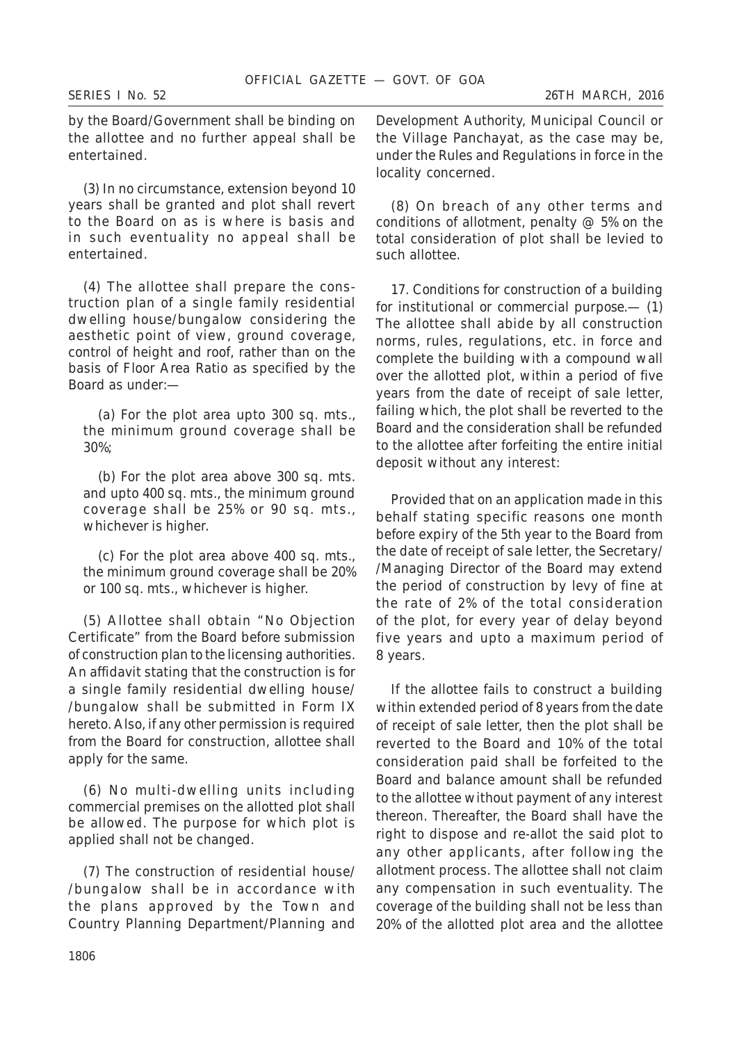by the Board/Government shall be binding on the allottee and no further appeal shall be entertained.

(3) In no circumstance, extension beyond 10 years shall be granted and plot shall revert to the Board on as is where is basis and in such eventuality no appeal shall be entertained.

(4) The allottee shall prepare the construction plan of a single family residential dwelling house/bungalow considering the aesthetic point of view, ground coverage, control of height and roof, rather than on the basis of Floor Area Ratio as specified by the Board as under:—

(a) For the plot area upto 300 sq. mts., the minimum ground coverage shall be 30%;

(b) For the plot area above 300 sq. mts. and upto 400 sq. mts., the minimum ground coverage shall be 25% or 90 sq. mts., whichever is higher.

(c) For the plot area above 400 sq. mts., the minimum ground coverage shall be 20% or 100 sq. mts., whichever is higher.

(5) Allottee shall obtain "No Objection Certificate" from the Board before submission of construction plan to the licensing authorities. An affidavit stating that the construction is for a single family residential dwelling house/ /bungalow shall be submitted in Form IX hereto. Also, if any other permission is required from the Board for construction, allottee shall apply for the same.

(6) No multi-dwelling units including commercial premises on the allotted plot shall be allowed. The purpose for which plot is applied shall not be changed.

(7) The construction of residential house/ /bungalow shall be in accordance with the plans approved by the Town and Country Planning Department/Planning and Development Authority, Municipal Council or the Village Panchayat, as the case may be, under the Rules and Regulations in force in the locality concerned.

(8) On breach of any other terms and conditions of allotment, penalty @ 5% on the total consideration of plot shall be levied to such allottee.

17. Conditions for construction of a building for institutional or commercial purpose.— (1) The allottee shall abide by all construction norms, rules, regulations, etc. in force and complete the building with a compound wall over the allotted plot, within a period of five years from the date of receipt of sale letter, failing which, the plot shall be reverted to the Board and the consideration shall be refunded to the allottee after forfeiting the entire initial deposit without any interest:

Provided that on an application made in this behalf stating specific reasons one month before expiry of the 5th year to the Board from the date of receipt of sale letter, the Secretary/ /Managing Director of the Board may extend the period of construction by levy of fine at the rate of 2% of the total consideration of the plot, for every year of delay beyond five years and upto a maximum period of 8 years.

If the allottee fails to construct a building within extended period of 8 years from the date of receipt of sale letter, then the plot shall be reverted to the Board and 10% of the total consideration paid shall be forfeited to the Board and balance amount shall be refunded to the allottee without payment of any interest thereon. Thereafter, the Board shall have the right to dispose and re-allot the said plot to any other applicants, after following the allotment process. The allottee shall not claim any compensation in such eventuality. The coverage of the building shall not be less than 20% of the allotted plot area and the allottee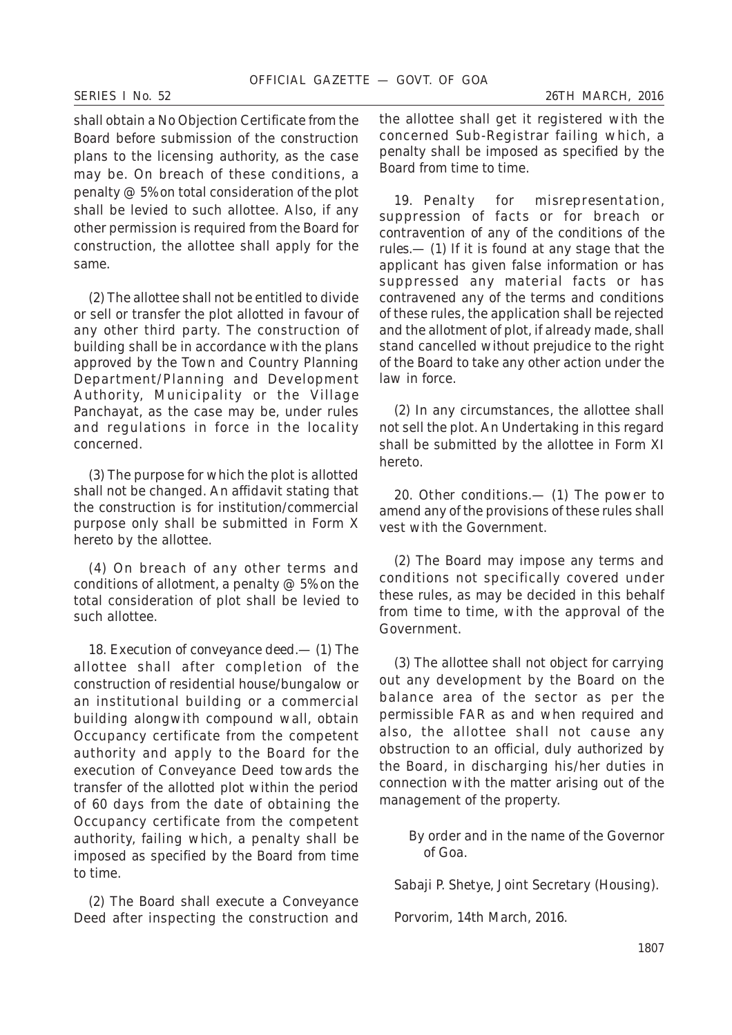shall obtain a No Objection Certificate from the Board before submission of the construction plans to the licensing authority, as the case may be. On breach of these conditions, a penalty @ 5% on total consideration of the plot shall be levied to such allottee. Also, if any other permission is required from the Board for construction, the allottee shall apply for the same.

(2) The allottee shall not be entitled to divide or sell or transfer the plot allotted in favour of any other third party. The construction of building shall be in accordance with the plans approved by the Town and Country Planning Department/Planning and Development Authority, Municipality or the Village Panchayat, as the case may be, under rules and regulations in force in the locality concerned.

(3) The purpose for which the plot is allotted shall not be changed. An affidavit stating that the construction is for institution/commercial purpose only shall be submitted in Form X hereto by the allottee.

(4) On breach of any other terms and conditions of allotment, a penalty @ 5% on the total consideration of plot shall be levied to such allottee.

18. Execution of conveyance deed.— (1) The allottee shall after completion of the construction of residential house/bungalow or an institutional building or a commercial building alongwith compound wall, obtain Occupancy certificate from the competent authority and apply to the Board for the execution of Conveyance Deed towards the transfer of the allotted plot within the period of 60 days from the date of obtaining the Occupancy certificate from the competent authority, failing which, a penalty shall be imposed as specified by the Board from time to time.

(2) The Board shall execute a Conveyance Deed after inspecting the construction and the allottee shall get it registered with the concerned Sub-Registrar failing which, a penalty shall be imposed as specified by the Board from time to time.

19. Penalty for misrepresentation, suppression of facts or for breach or contravention of any of the conditions of the rules.— (1) If it is found at any stage that the applicant has given false information or has suppressed any material facts or has contravened any of the terms and conditions of these rules, the application shall be rejected and the allotment of plot, if already made, shall stand cancelled without prejudice to the right of the Board to take any other action under the law in force.

(2) In any circumstances, the allottee shall not sell the plot. An Undertaking in this regard shall be submitted by the allottee in Form XI hereto.

20. Other conditions.— (1) The power to amend any of the provisions of these rules shall vest with the Government.

(2) The Board may impose any terms and conditions not specifically covered under these rules, as may be decided in this behalf from time to time, with the approval of the Government.

(3) The allottee shall not object for carrying out any development by the Board on the balance area of the sector as per the permissible FAR as and when required and also, the allottee shall not cause any obstruction to an official, duly authorized by the Board, in discharging his/her duties in connection with the matter arising out of the management of the property.

By order and in the name of the Governor of Goa.

Sabaji P. Shetye, Joint Secretary (Housing).

Porvorim, 14th March, 2016.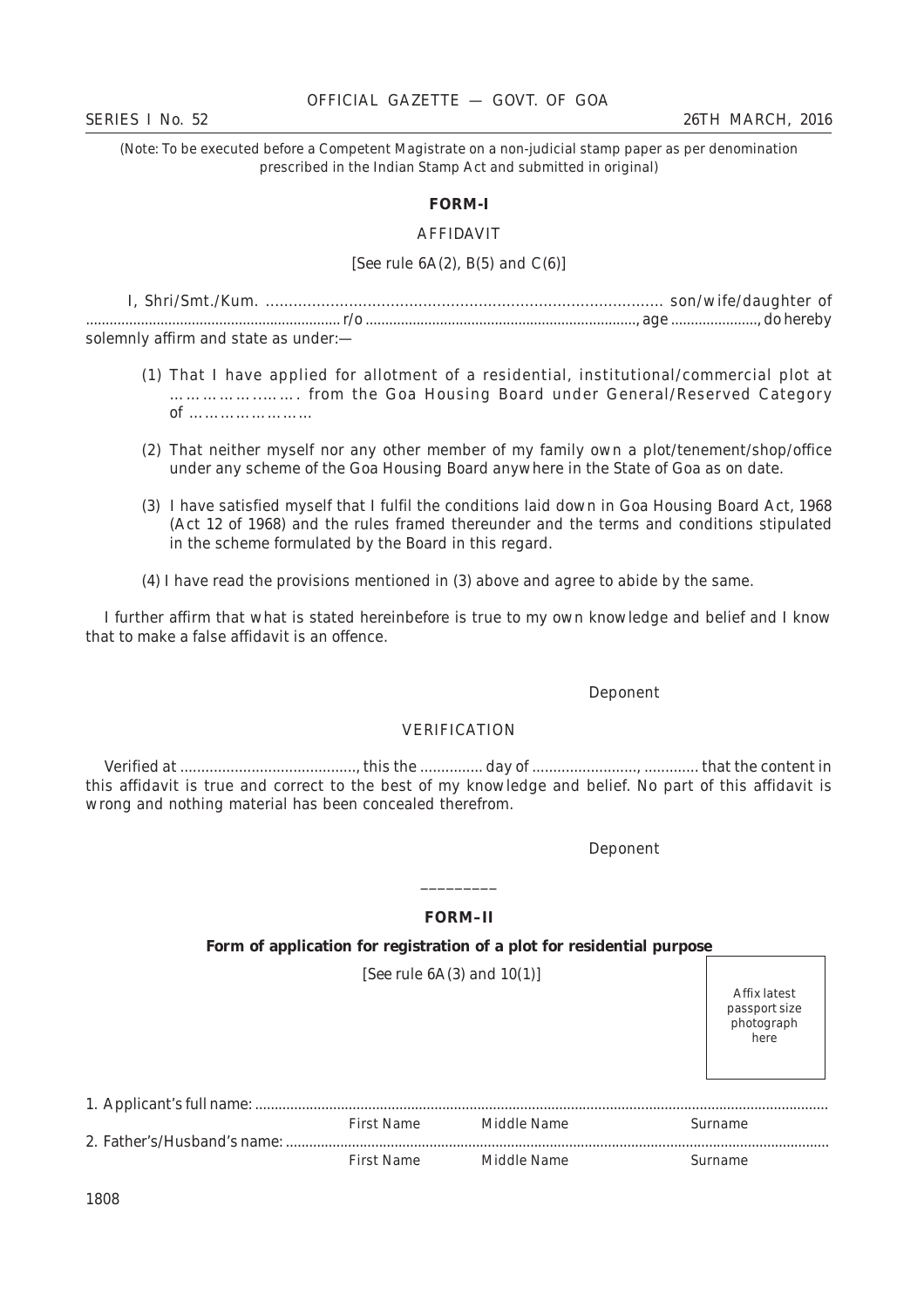(Note: To be executed before a Competent Magistrate on a non-judicial stamp paper as per denomination prescribed in the Indian Stamp Act and submitted in original)

## FORM-I

### AFFIDAVIT

[See rule 6A(2), B(5) and C(6)]

I, Shri/Smt./Kum. ...................................................................................... son/wife/daughter of ................................................................. r/o ...................................................................., age ......................, do hereby solemnly affirm and state as under:—

(1) That I have applied for allotment of a residential, institutional/commercial plot at …………………..…. from the Goa Housing Board under General/Reserved Category of ……………………

(2) That neither myself nor any other member of my family own a plot/tenement/shop/office under any scheme of the Goa Housing Board anywhere in the State of Goa as on date.

(3) I have satisfied myself that I fulfil the conditions laid down in Goa Housing Board Act, 1968 (Act 12 of 1968) and the rules framed thereunder and the terms and conditions stipulated in the scheme formulated by the Board in this regard.

(4) I have read the provisions mentioned in (3) above and agree to abide by the same.

I further affirm that what is stated hereinbefore is true to my own knowledge and belief and I know that to make a false affidavit is an offence.

Deponent

### VERIFICATION

Verified at .........................................., this the ............... day of ........................., ............. that the content in this affidavit is true and correct to the best of my knowledge and belief. No part of this affidavit is wrong and nothing material has been concealed therefrom.

Deponent

\_\_\_\_\_\_\_\_\_

## FORM–II

**Form of application for registration of a plot for residential purpose**

[See rule 6A(3) and 10(1)]

Affix latest passport size photograph here

1. Applicant's full name: ..................................................................................................................................................

First Name Middle Name Surname

2. Father's/Husband's name: .............................................................................................................................................

First Name Middle Name Surname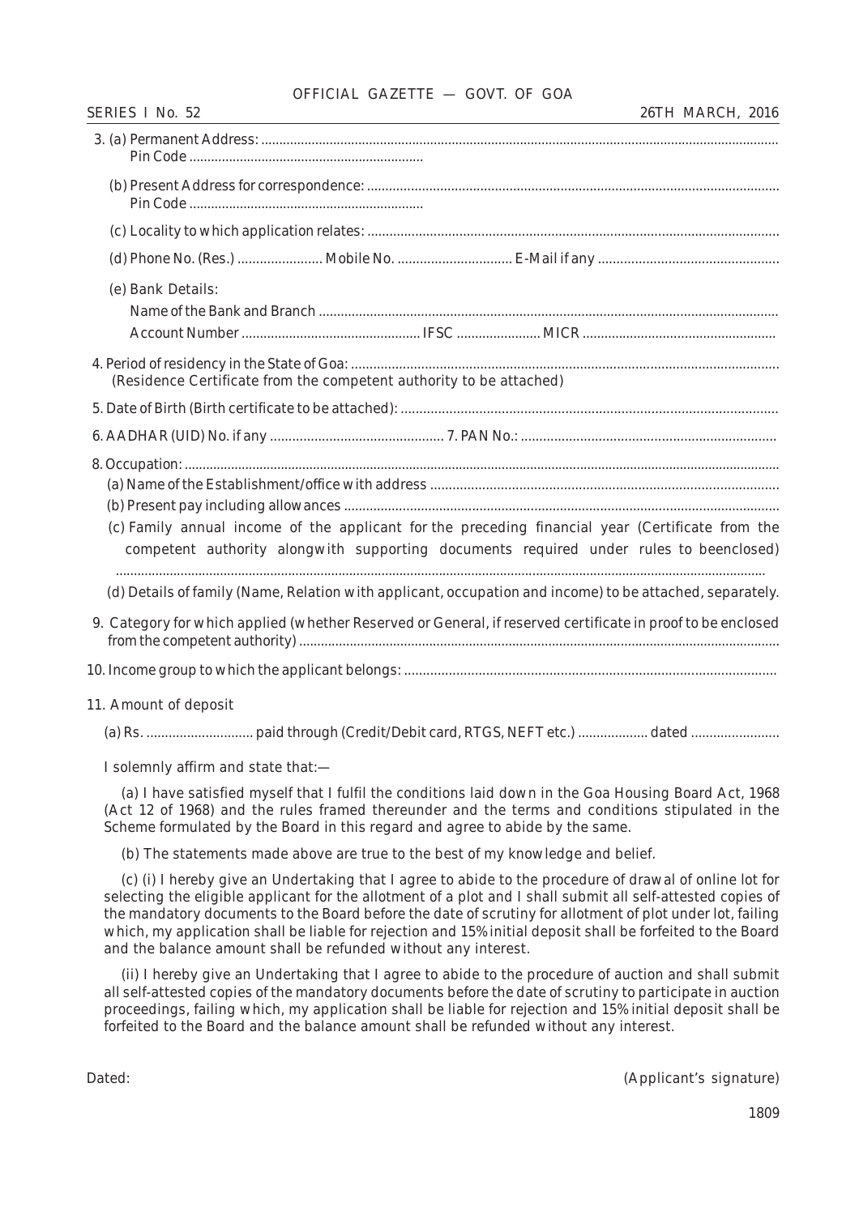3. (a) Permanent Address: ..............................................................................................................................................
Pin Code ................................................................

(b) Present Address for correspondence: ................................................................................................................
Pin Code ................................................................

(c) Locality to which application relates: ...............................................................................................................

(d) Phone No. (Res.) ....................... Mobile No. ............................... E-Mail if any .................................................

(e) Bank Details:
Name of the Bank and Branch ............................................................................................................................
Account Number ................................................ IFSC ...................... MICR ....................................................

4. Period of residency in the State of Goa: ...................................................................................................................
(Residence Certificate from the competent authority to be attached)

5. Date of Birth (Birth certificate to be attached): .....................................................................................................

6. AADHAR (UID) No. if any ............................................... 7. PAN No.: .....................................................................

8. Occupation: ..................................................................................................................................................................
(a) Name of the Establishment/office with address .............................................................................................
(b) Present pay including allowances ......................................................................................................................
(c) Family annual income of the applicant for the preceding financial year (Certificate from the competent authority alongwith supporting documents required under rules to beenclosed) ............................................................................................................................................................................
(d) Details of family (Name, Relation with applicant, occupation and income) to be attached, separately.

9. Category for which applied (whether Reserved or General, if reserved certificate in proof to be enclosed from the competent authority) ..................................................................................................................................

10. Income group to which the applicant belongs: ....................................................................................................

11. Amount of deposit

(a) Rs. ............................. paid through (Credit/Debit card, RTGS, NEFT etc.) ................... dated ........................

I solemnly affirm and state that:—

(a) I have satisfied myself that I fulfil the conditions laid down in the Goa Housing Board Act, 1968 (Act 12 of 1968) and the rules framed thereunder and the terms and conditions stipulated in the Scheme formulated by the Board in this regard and agree to abide by the same.

(b) The statements made above are true to the best of my knowledge and belief.

(c) (i) I hereby give an Undertaking that I agree to abide to the procedure of drawal of online lot for selecting the eligible applicant for the allotment of a plot and I shall submit all self-attested copies of the mandatory documents to the Board before the date of scrutiny for allotment of plot under lot, failing which, my application shall be liable for rejection and 15% initial deposit shall be forfeited to the Board and the balance amount shall be refunded without any interest.

(ii) I hereby give an Undertaking that I agree to abide to the procedure of auction and shall submit all self-attested copies of the mandatory documents before the date of scrutiny to participate in auction proceedings, failing which, my application shall be liable for rejection and 15% initial deposit shall be forfeited to the Board and the balance amount shall be refunded without any interest.

Dated: (Applicant's signature)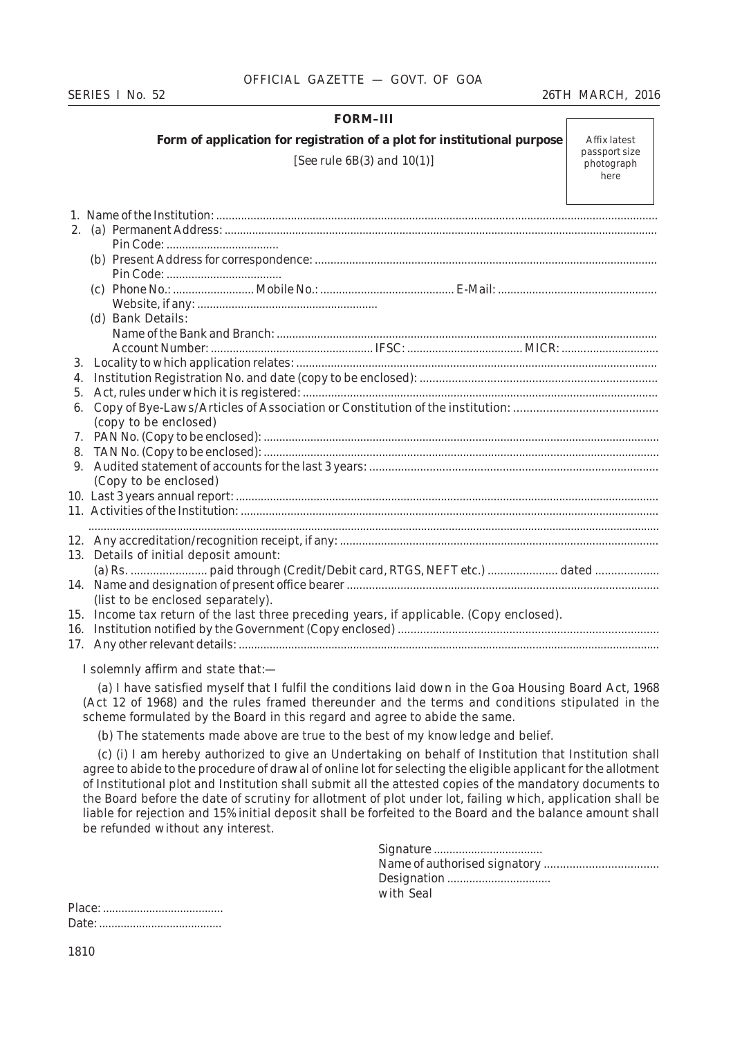**FORM–III**

**Form of application for registration of a plot for institutional purpose**

[See rule 6B(3) and 10(1)]

Affix latest passport size photograph here

1. Name of the Institution: ..........................................................................................................................................
2. (a) Permanent Address: ..........................................................................................................................................
   Pin Code: ....................................
   (b) Present Address for correspondence: ............................................................................................................
   Pin Code: .....................................
   (c) Phone No.: .......................... Mobile No.: .......................................... E-Mail: ..................................................
   Website, if any: ..........................................................
   (d) Bank Details:
   Name of the Bank and Branch: ........................................................................................................................
   Account Number: .................................................... IFSC: ..................................... MICR: ..............................
3. Locality to which application relates: ..................................................................................................................
4. Institution Registration No. and date (copy to be enclosed): ..........................................................................
5. Act, rules under which it is registered: ................................................................................................................
6. Copy of Bye-Laws/Articles of Association or Constitution of the institution: ............................................
   (copy to be enclosed)
7. PAN No. (Copy to be enclosed): ............................................................................................................................
8. TAN No. (Copy to be enclosed): ............................................................................................................................
9. Audited statement of accounts for the last 3 years: ..........................................................................................
   (Copy to be enclosed)
10. Last 3 years annual report: ......................................................................................................................................
11. Activities of the Institution: ....................................................................................................................................
    ..............................................................................................................................................................................
12. Any accreditation/recognition receipt, if any: ....................................................................................................
13. Details of initial deposit amount:
    (a) Rs. ........................ paid through (Credit/Debit card, RTGS, NEFT etc.) ...................... dated ....................
14. Name and designation of present office bearer ..................................................................................................
    (list to be enclosed separately).
15. Income tax return of the last three preceding years, if applicable. (Copy enclosed).
16. Institution notified by the Government (Copy enclosed) .................................................................................
17. Any other relevant details: ......................................................................................................................................

I solemnly affirm and state that:—

(a) I have satisfied myself that I fulfil the conditions laid down in the Goa Housing Board Act, 1968 (Act 12 of 1968) and the rules framed thereunder and the terms and conditions stipulated in the scheme formulated by the Board in this regard and agree to abide the same.

(b) The statements made above are true to the best of my knowledge and belief.

(c) (i) I am hereby authorized to give an Undertaking on behalf of Institution that Institution shall agree to abide to the procedure of drawal of online lot for selecting the eligible applicant for the allotment of Institutional plot and Institution shall submit all the attested copies of the mandatory documents to the Board before the date of scrutiny for allotment of plot under lot, failing which, application shall be liable for rejection and 15% initial deposit shall be forfeited to the Board and the balance amount shall be refunded without any interest.

Signature ...................................
Name of authorised signatory ...................................
Designation .................................
with Seal

Place: .......................................
Date: .......................................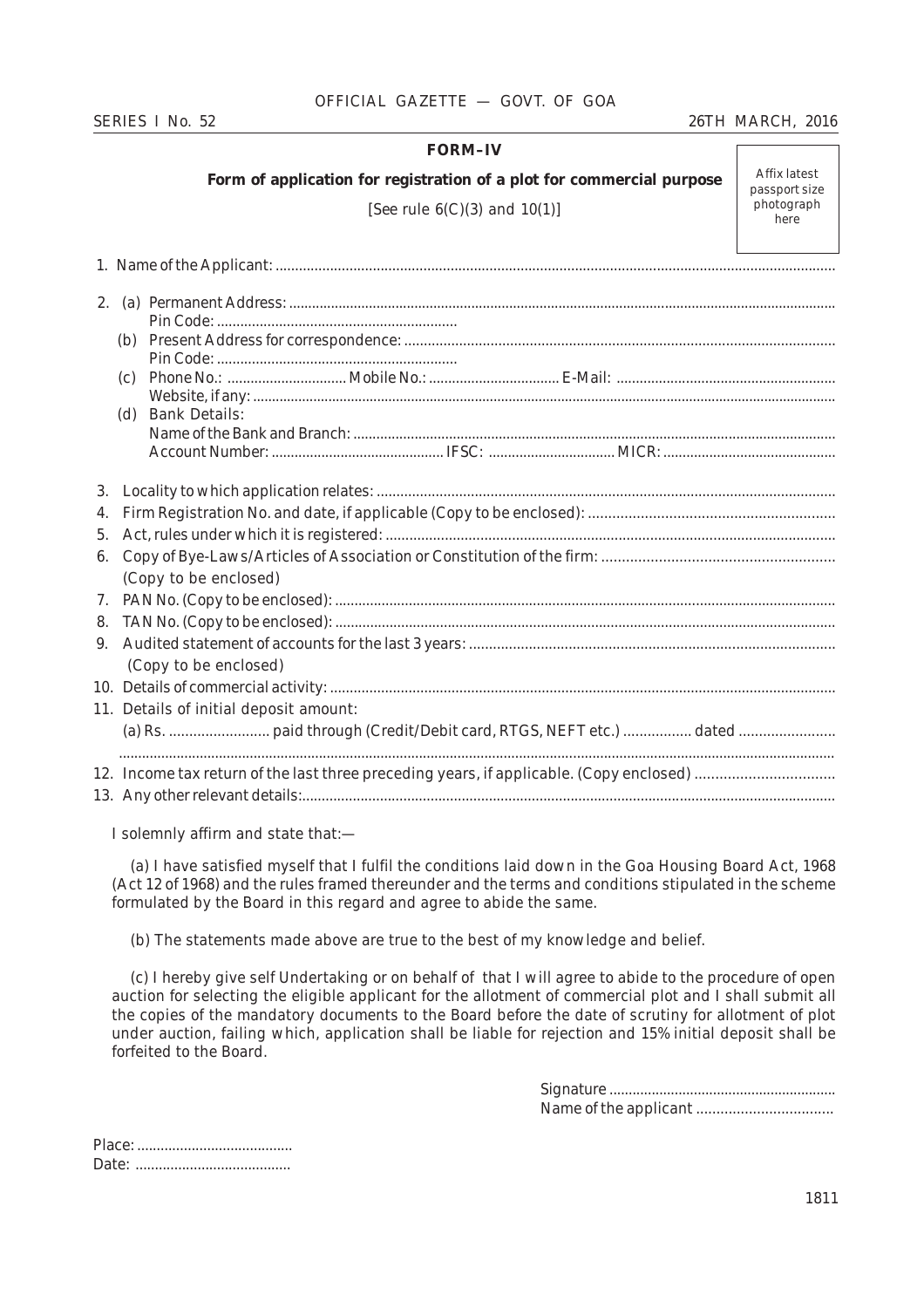## FORM–IV

**Form of application for registration of a plot for commercial purpose**

[See rule 6(C)(3) and 10(1)]

Affix latest passport size photograph here

1. Name of the Applicant: ..........

2. (a) Permanent Address: ..........
   Pin Code: ..........
   (b) Present Address for correspondence: ..........
   Pin Code: ..........
   (c) Phone No.: .......... Mobile No.: .......... E-Mail: ..........
   Website, if any: ..........
   (d) Bank Details:
   Name of the Bank and Branch: ..........
   Account Number: .......... IFSC: .......... MICR: ..........

3. Locality to which application relates: ..........
4. Firm Registration No. and date, if applicable (Copy to be enclosed): ..........
5. Act, rules under which it is registered: ..........
6. Copy of Bye-Laws/Articles of Association or Constitution of the firm: ..........
   (Copy to be enclosed)
7. PAN No. (Copy to be enclosed): ..........
8. TAN No. (Copy to be enclosed): ..........
9. Audited statement of accounts for the last 3 years: ..........
   (Copy to be enclosed)
10. Details of commercial activity: ..........
11. Details of initial deposit amount:
    (a) Rs. .......... paid through (Credit/Debit card, RTGS, NEFT etc.) .......... dated ..........
    ..........
12. Income tax return of the last three preceding years, if applicable. (Copy enclosed) ..........
13. Any other relevant details: ..........

I solemnly affirm and state that:—

(a) I have satisfied myself that I fulfil the conditions laid down in the Goa Housing Board Act, 1968 (Act 12 of 1968) and the rules framed thereunder and the terms and conditions stipulated in the scheme formulated by the Board in this regard and agree to abide the same.

(b) The statements made above are true to the best of my knowledge and belief.

(c) I hereby give self Undertaking or on behalf of that I will agree to abide to the procedure of open auction for selecting the eligible applicant for the allotment of commercial plot and I shall submit all the copies of the mandatory documents to the Board before the date of scrutiny for allotment of plot under auction, failing which, application shall be liable for rejection and 15% initial deposit shall be forfeited to the Board.

Signature ..........
Name of the applicant ..........

Place: ..........
Date: ..........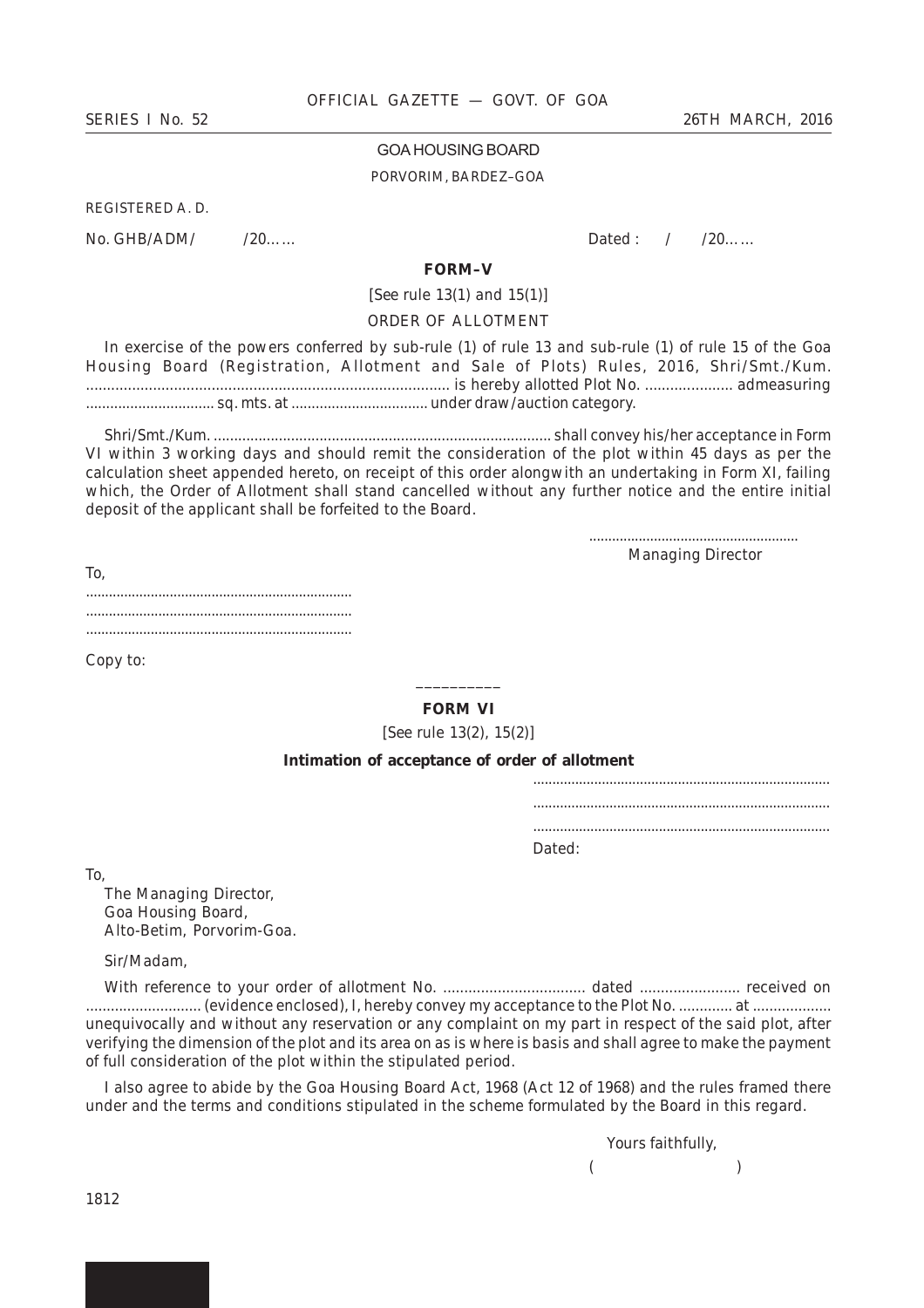GOA HOUSING BOARD

PORVORIM, BARDEZ–GOA

REGISTERED A. D.

No. GHB/ADM/ /20…… Dated : / /20……

## FORM–V

[See rule 13(1) and 15(1)]

ORDER OF ALLOTMENT

In exercise of the powers conferred by sub-rule (1) of rule 13 and sub-rule (1) of rule 15 of the Goa Housing Board (Registration, Allotment and Sale of Plots) Rules, 2016, Shri/Smt./Kum. ........................................................................................ is hereby allotted Plot No. ..................... admeasuring ............................... sq. mts. at ................................. under draw/auction category.

Shri/Smt./Kum. ................................................................................... shall convey his/her acceptance in Form VI within 3 working days and should remit the consideration of the plot within 45 days as per the calculation sheet appended hereto, on receipt of this order alongwith an undertaking in Form XI, failing which, the Order of Allotment shall stand cancelled without any further notice and the entire initial deposit of the applicant shall be forfeited to the Board.

......................................................
Managing Director

To,
.....................................................................
.....................................................................
.....................................................................

Copy to:

\_\_\_\_\_\_\_\_\_\_

## FORM VI

[See rule 13(2), 15(2)]

**Intimation of acceptance of order of allotment**

.............................................................................
.............................................................................
.............................................................................
Dated:

To,
The Managing Director,
Goa Housing Board,
Alto-Betim, Porvorim-Goa.

Sir/Madam,

With reference to your order of allotment No. .................................. dated ........................ received on ............................ (evidence enclosed), I, hereby convey my acceptance to the Plot No. ............. at ................... unequivocally and without any reservation or any complaint on my part in respect of the said plot, after verifying the dimension of the plot and its area on as is where is basis and shall agree to make the payment of full consideration of the plot within the stipulated period.

I also agree to abide by the Goa Housing Board Act, 1968 (Act 12 of 1968) and the rules framed there under and the terms and conditions stipulated in the scheme formulated by the Board in this regard.

Yours faithfully,
( )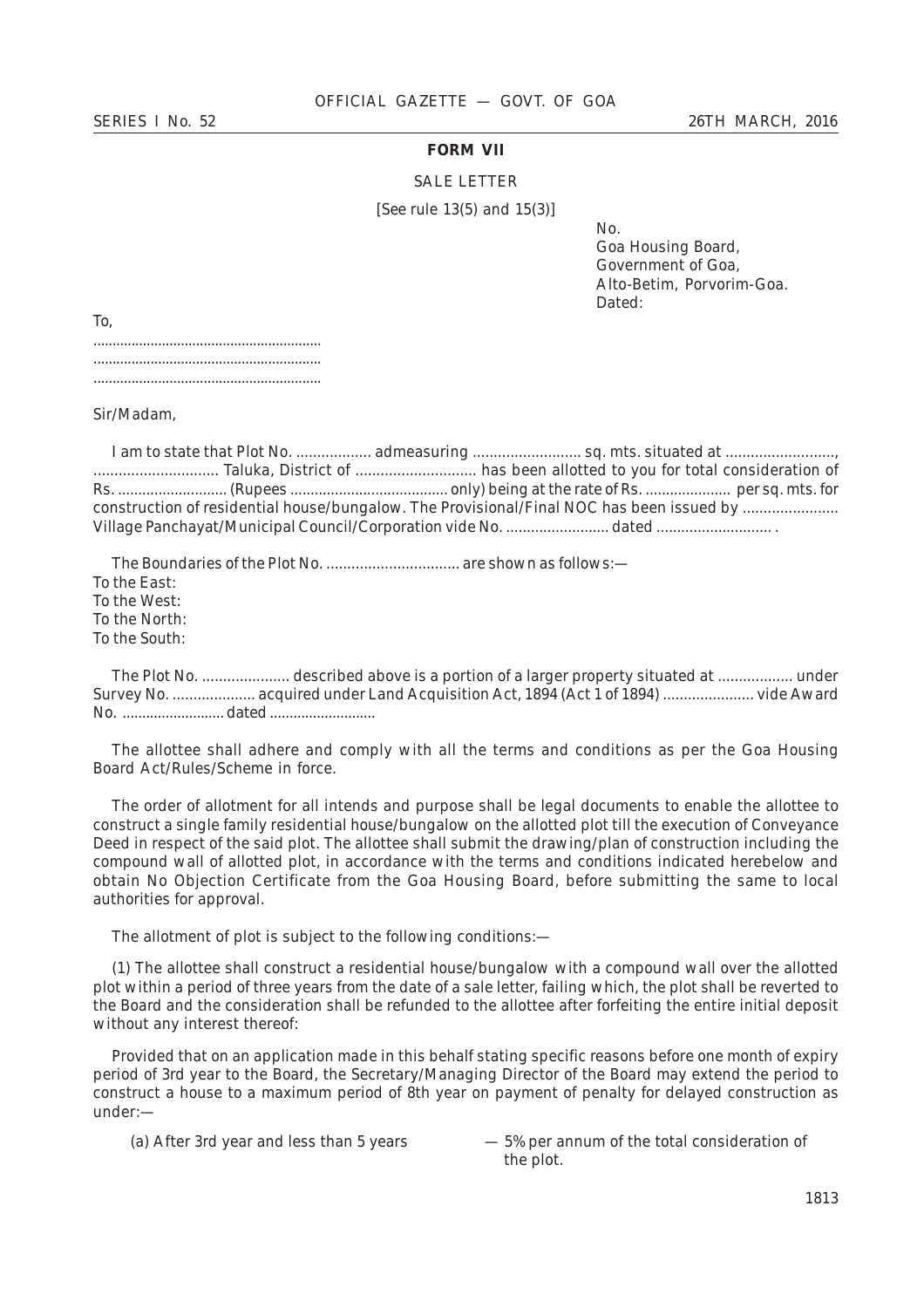## FORM VII

SALE LETTER

[See rule 13(5) and 15(3)]

No.
Goa Housing Board,
Government of Goa,
Alto-Betim, Porvorim-Goa.
Dated:

To,
...........................................................
...........................................................
...........................................................

Sir/Madam,

I am to state that Plot No. .................. admeasuring .......................... sq. mts. situated at .........................., .............................. Taluka, District of ............................. has been allotted to you for total consideration of Rs. ........................... (Rupees ...................................... only) being at the rate of Rs. ..................... per sq. mts. for construction of residential house/bungalow. The Provisional/Final NOC has been issued by ....................... Village Panchayat/Municipal Council/Corporation vide No. ......................... dated ............................ .

The Boundaries of the Plot No. ................................ are shown as follows:—
To the East:
To the West:
To the North:
To the South:

The Plot No. ..................... described above is a portion of a larger property situated at .................. under Survey No. .................... acquired under Land Acquisition Act, 1894 (Act 1 of 1894) ...................... vide Award No. .......................... dated ...........................

The allottee shall adhere and comply with all the terms and conditions as per the Goa Housing Board Act/Rules/Scheme in force.

The order of allotment for all intends and purpose shall be legal documents to enable the allottee to construct a single family residential house/bungalow on the allotted plot till the execution of Conveyance Deed in respect of the said plot. The allottee shall submit the drawing/plan of construction including the compound wall of allotted plot, in accordance with the terms and conditions indicated herebelow and obtain No Objection Certificate from the Goa Housing Board, before submitting the same to local authorities for approval.

The allotment of plot is subject to the following conditions:—

(1) The allottee shall construct a residential house/bungalow with a compound wall over the allotted plot within a period of three years from the date of a sale letter, failing which, the plot shall be reverted to the Board and the consideration shall be refunded to the allottee after forfeiting the entire initial deposit without any interest thereof:

Provided that on an application made in this behalf stating specific reasons before one month of expiry period of 3rd year to the Board, the Secretary/Managing Director of the Board may extend the period to construct a house to a maximum period of 8th year on payment of penalty for delayed construction as under:—

(a) After 3rd year and less than 5 years — 5% per annum of the total consideration of the plot.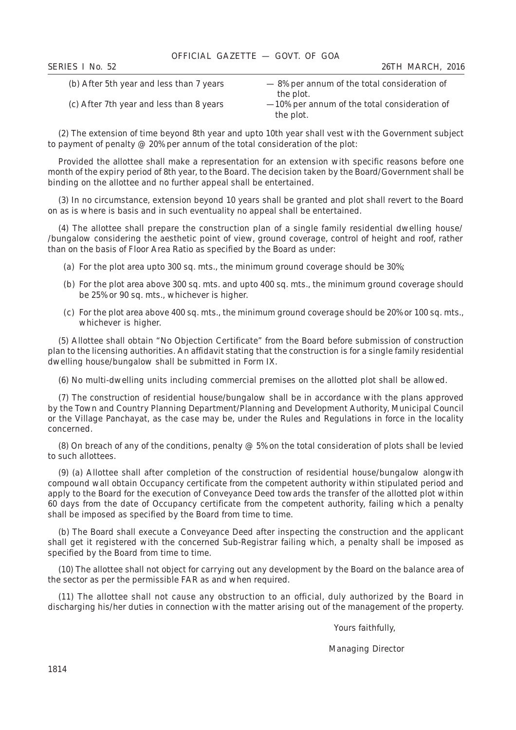(b) After 5th year and less than 7 years — 8% per annum of the total consideration of the plot.

(c) After 7th year and less than 8 years —10% per annum of the total consideration of the plot.

(2) The extension of time beyond 8th year and upto 10th year shall vest with the Government subject to payment of penalty @ 20% per annum of the total consideration of the plot:

Provided the allottee shall make a representation for an extension with specific reasons before one month of the expiry period of 8th year, to the Board. The decision taken by the Board/Government shall be binding on the allottee and no further appeal shall be entertained.

(3) In no circumstance, extension beyond 10 years shall be granted and plot shall revert to the Board on as is where is basis and in such eventuality no appeal shall be entertained.

(4) The allottee shall prepare the construction plan of a single family residential dwelling house/ /bungalow considering the aesthetic point of view, ground coverage, control of height and roof, rather than on the basis of Floor Area Ratio as specified by the Board as under:

(a) For the plot area upto 300 sq. mts., the minimum ground coverage should be 30%;

(b) For the plot area above 300 sq. mts. and upto 400 sq. mts., the minimum ground coverage should be 25% or 90 sq. mts., whichever is higher.

(c) For the plot area above 400 sq. mts., the minimum ground coverage should be 20% or 100 sq. mts., whichever is higher.

(5) Allottee shall obtain "No Objection Certificate" from the Board before submission of construction plan to the licensing authorities. An affidavit stating that the construction is for a single family residential dwelling house/bungalow shall be submitted in Form IX.

(6) No multi-dwelling units including commercial premises on the allotted plot shall be allowed.

(7) The construction of residential house/bungalow shall be in accordance with the plans approved by the Town and Country Planning Department/Planning and Development Authority, Municipal Council or the Village Panchayat, as the case may be, under the Rules and Regulations in force in the locality concerned.

(8) On breach of any of the conditions, penalty @ 5% on the total consideration of plots shall be levied to such allottees.

(9) (a) Allottee shall after completion of the construction of residential house/bungalow alongwith compound wall obtain Occupancy certificate from the competent authority within stipulated period and apply to the Board for the execution of Conveyance Deed towards the transfer of the allotted plot within 60 days from the date of Occupancy certificate from the competent authority, failing which a penalty shall be imposed as specified by the Board from time to time.

(b) The Board shall execute a Conveyance Deed after inspecting the construction and the applicant shall get it registered with the concerned Sub-Registrar failing which, a penalty shall be imposed as specified by the Board from time to time.

(10) The allottee shall not object for carrying out any development by the Board on the balance area of the sector as per the permissible FAR as and when required.

(11) The allottee shall not cause any obstruction to an official, duly authorized by the Board in discharging his/her duties in connection with the matter arising out of the management of the property.

Yours faithfully,

Managing Director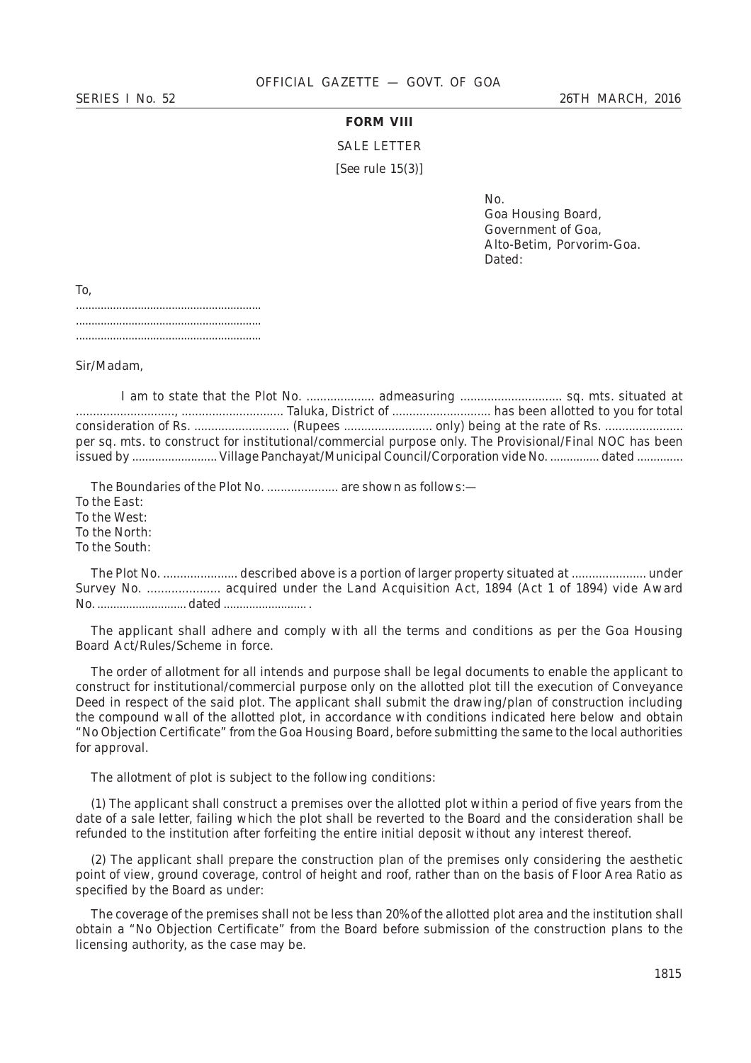## FORM VIII

SALE LETTER

[See rule 15(3)]

No.
Goa Housing Board,
Government of Goa,
Alto-Betim, Porvorim-Goa.
Dated:

To,
............................................................
............................................................
............................................................

Sir/Madam,

I am to state that the Plot No. .................... admeasuring .............................. sq. mts. situated at ............................., .............................. Taluka, District of ............................ has been allotted to you for total consideration of Rs. ............................ (Rupees .......................... only) being at the rate of Rs. ....................... per sq. mts. to construct for institutional/commercial purpose only. The Provisional/Final NOC has been issued by .......................... Village Panchayat/Municipal Council/Corporation vide No. ............... dated ..............

The Boundaries of the Plot No. ..................... are shown as follows:—
To the East:
To the West:
To the North:
To the South:

The Plot No. ...................... described above is a portion of larger property situated at ...................... under Survey No. ..................... acquired under the Land Acquisition Act, 1894 (Act 1 of 1894) vide Award No. ............................ dated .......................... .

The applicant shall adhere and comply with all the terms and conditions as per the Goa Housing Board Act/Rules/Scheme in force.

The order of allotment for all intends and purpose shall be legal documents to enable the applicant to construct for institutional/commercial purpose only on the allotted plot till the execution of Conveyance Deed in respect of the said plot. The applicant shall submit the drawing/plan of construction including the compound wall of the allotted plot, in accordance with conditions indicated here below and obtain "No Objection Certificate" from the Goa Housing Board, before submitting the same to the local authorities for approval.

The allotment of plot is subject to the following conditions:

(1) The applicant shall construct a premises over the allotted plot within a period of five years from the date of a sale letter, failing which the plot shall be reverted to the Board and the consideration shall be refunded to the institution after forfeiting the entire initial deposit without any interest thereof.

(2) The applicant shall prepare the construction plan of the premises only considering the aesthetic point of view, ground coverage, control of height and roof, rather than on the basis of Floor Area Ratio as specified by the Board as under:

The coverage of the premises shall not be less than 20% of the allotted plot area and the institution shall obtain a "No Objection Certificate" from the Board before submission of the construction plans to the licensing authority, as the case may be.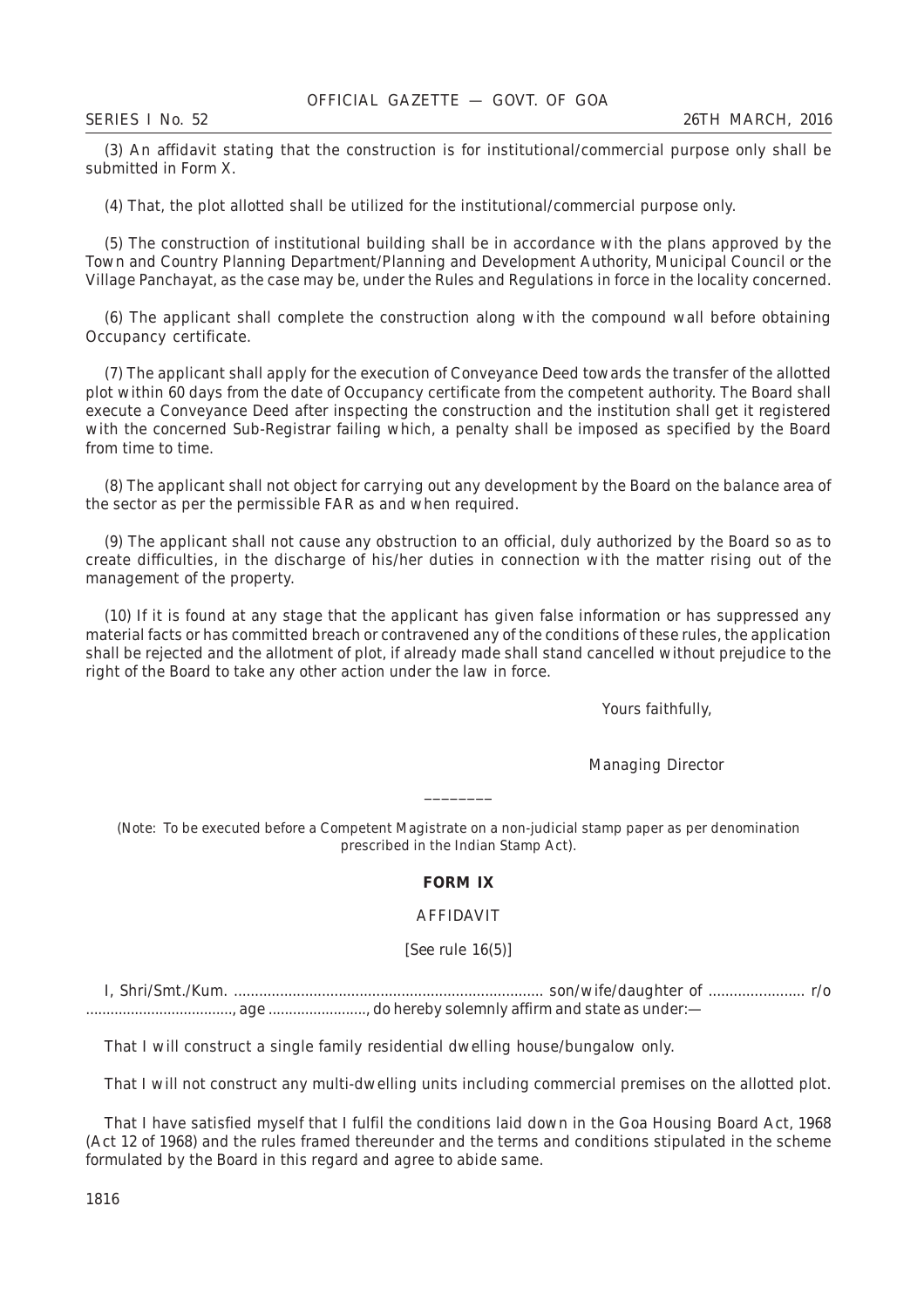(3) An affidavit stating that the construction is for institutional/commercial purpose only shall be submitted in Form X.

(4) That, the plot allotted shall be utilized for the institutional/commercial purpose only.

(5) The construction of institutional building shall be in accordance with the plans approved by the Town and Country Planning Department/Planning and Development Authority, Municipal Council or the Village Panchayat, as the case may be, under the Rules and Regulations in force in the locality concerned.

(6) The applicant shall complete the construction along with the compound wall before obtaining Occupancy certificate.

(7) The applicant shall apply for the execution of Conveyance Deed towards the transfer of the allotted plot within 60 days from the date of Occupancy certificate from the competent authority. The Board shall execute a Conveyance Deed after inspecting the construction and the institution shall get it registered with the concerned Sub-Registrar failing which, a penalty shall be imposed as specified by the Board from time to time.

(8) The applicant shall not object for carrying out any development by the Board on the balance area of the sector as per the permissible FAR as and when required.

(9) The applicant shall not cause any obstruction to an official, duly authorized by the Board so as to create difficulties, in the discharge of his/her duties in connection with the matter rising out of the management of the property.

(10) If it is found at any stage that the applicant has given false information or has suppressed any material facts or has committed breach or contravened any of the conditions of these rules, the application shall be rejected and the allotment of plot, if already made shall stand cancelled without prejudice to the right of the Board to take any other action under the law in force.

Yours faithfully,

Managing Director

________

(Note: To be executed before a Competent Magistrate on a non-judicial stamp paper as per denomination prescribed in the Indian Stamp Act).

## FORM IX

AFFIDAVIT

[See rule 16(5)]

I, Shri/Smt./Kum. ........................................................................... son/wife/daughter of ....................... r/o ..................................., age ........................, do hereby solemnly affirm and state as under:—

That I will construct a single family residential dwelling house/bungalow only.

That I will not construct any multi-dwelling units including commercial premises on the allotted plot.

That I have satisfied myself that I fulfil the conditions laid down in the Goa Housing Board Act, 1968 (Act 12 of 1968) and the rules framed thereunder and the terms and conditions stipulated in the scheme formulated by the Board in this regard and agree to abide same.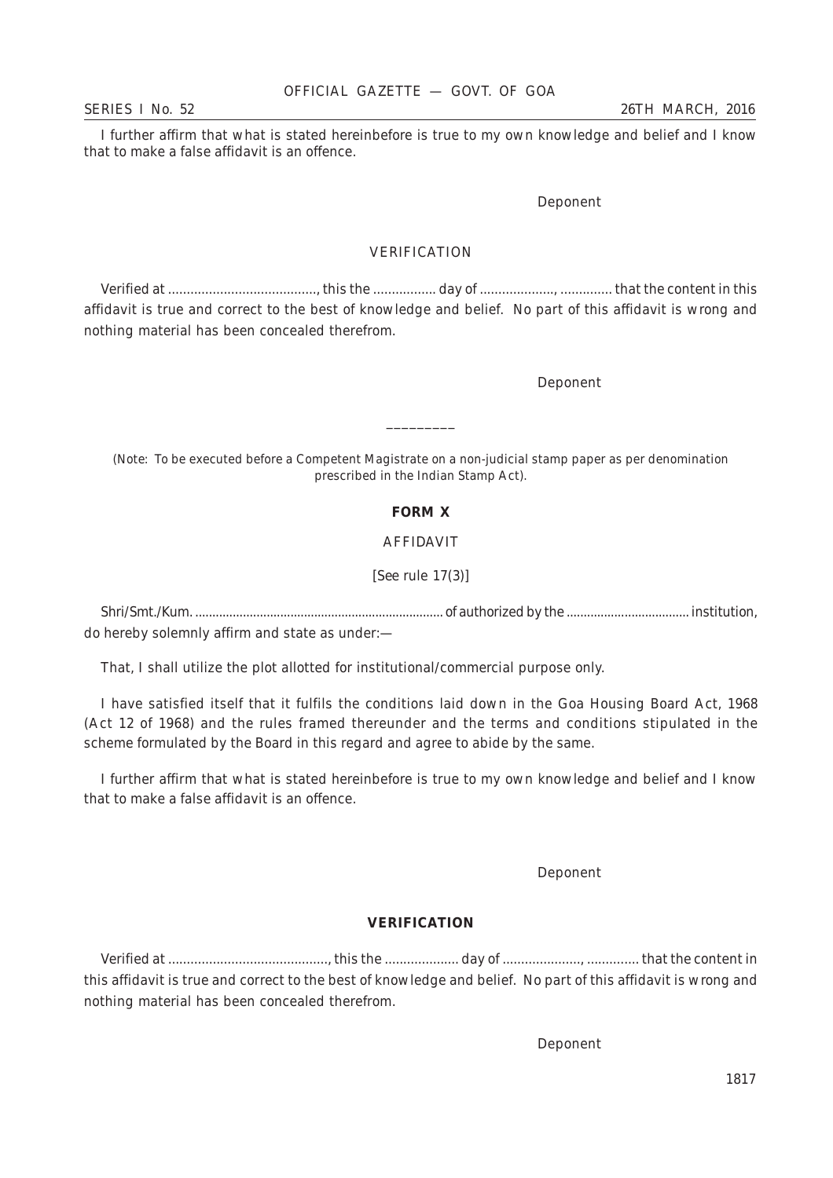I further affirm that what is stated hereinbefore is true to my own knowledge and belief and I know that to make a false affidavit is an offence.

Deponent

VERIFICATION

Verified at ........................................, this the ................ day of ..................., ............. that the content in this affidavit is true and correct to the best of knowledge and belief. No part of this affidavit is wrong and nothing material has been concealed therefrom.

Deponent

\_\_\_\_\_\_\_\_\_

(Note: To be executed before a Competent Magistrate on a non-judicial stamp paper as per denomination prescribed in the Indian Stamp Act).

**FORM X**

AFFIDAVIT

[See rule 17(3)]

Shri/Smt./Kum. ........................................................................ of authorized by the .................................. institution, do hereby solemnly affirm and state as under:—

That, I shall utilize the plot allotted for institutional/commercial purpose only.

I have satisfied itself that it fulfils the conditions laid down in the Goa Housing Board Act, 1968 (Act 12 of 1968) and the rules framed thereunder and the terms and conditions stipulated in the scheme formulated by the Board in this regard and agree to abide by the same.

I further affirm that what is stated hereinbefore is true to my own knowledge and belief and I know that to make a false affidavit is an offence.

Deponent

**VERIFICATION**

Verified at .........................................., this the ................... day of ...................., ............. that the content in this affidavit is true and correct to the best of knowledge and belief. No part of this affidavit is wrong and nothing material has been concealed therefrom.

Deponent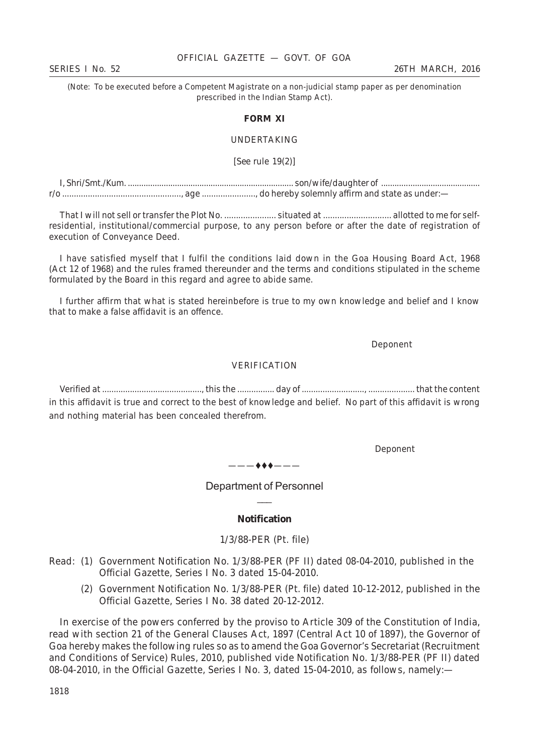(Note: To be executed before a Competent Magistrate on a non-judicial stamp paper as per denomination prescribed in the Indian Stamp Act).

**FORM XI**

UNDERTAKING

[See rule 19(2)]

I, Shri/Smt./Kum. ......................................................................... son/wife/daughter of ........................................... r/o ..................................................., age ......................., do hereby solemnly affirm and state as under:—

That I will not sell or transfer the Plot No. ...................... situated at ............................. allotted to me for self-residential, institutional/commercial purpose, to any person before or after the date of registration of execution of Conveyance Deed.

I have satisfied myself that I fulfil the conditions laid down in the Goa Housing Board Act, 1968 (Act 12 of 1968) and the rules framed thereunder and the terms and conditions stipulated in the scheme formulated by the Board in this regard and agree to abide same.

I further affirm that what is stated hereinbefore is true to my own knowledge and belief and I know that to make a false affidavit is an offence.

Deponent

VERIFICATION

Verified at ..........................................., this the ................ day of ............................, .................... that the content in this affidavit is true and correct to the best of knowledge and belief. No part of this affidavit is wrong and nothing material has been concealed therefrom.

Deponent

———♦♦♦———

## Department of Personnel

### Notification

1/3/88-PER (Pt. file)

Read: (1) Government Notification No. 1/3/88-PER (PF II) dated 08-04-2010, published in the Official Gazette, Series I No. 3 dated 15-04-2010.

(2) Government Notification No. 1/3/88-PER (Pt. file) dated 10-12-2012, published in the Official Gazette, Series I No. 38 dated 20-12-2012.

In exercise of the powers conferred by the proviso to Article 309 of the Constitution of India, read with section 21 of the General Clauses Act, 1897 (Central Act 10 of 1897), the Governor of Goa hereby makes the following rules so as to amend the Goa Governor's Secretariat (Recruitment and Conditions of Service) Rules, 2010, published vide Notification No. 1/3/88-PER (PF II) dated 08-04-2010, in the Official Gazette, Series I No. 3, dated 15-04-2010, as follows, namely:—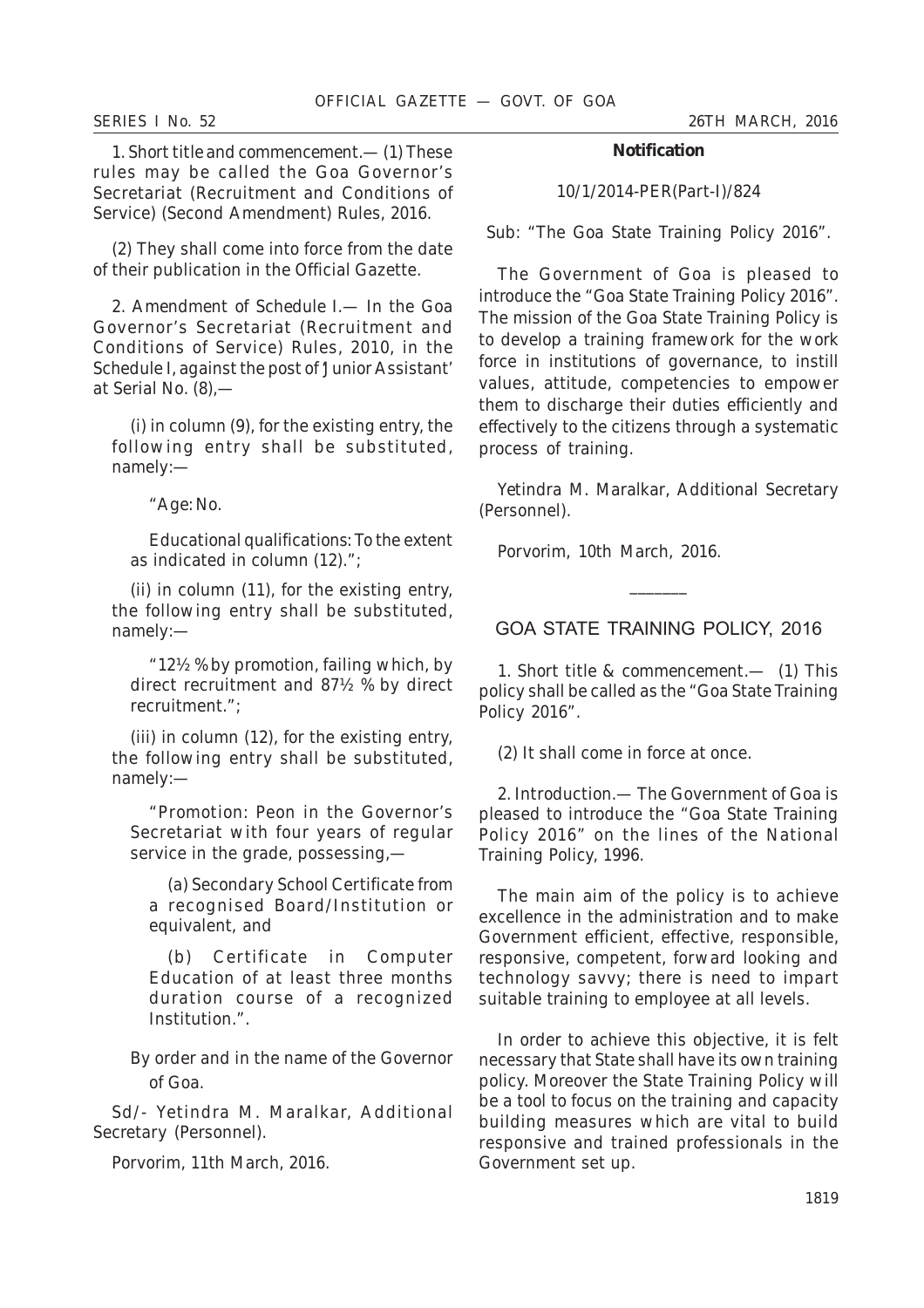1. Short title and commencement.— (1) These rules may be called the Goa Governor's Secretariat (Recruitment and Conditions of Service) (Second Amendment) Rules, 2016.

(2) They shall come into force from the date of their publication in the Official Gazette.

2. Amendment of Schedule I.— In the Goa Governor's Secretariat (Recruitment and Conditions of Service) Rules, 2010, in the Schedule I, against the post of 'Junior Assistant' at Serial No. (8),—

(i) in column (9), for the existing entry, the following entry shall be substituted, namely:—

"Age: No.

Educational qualifications: To the extent as indicated in column (12).";

(ii) in column (11), for the existing entry, the following entry shall be substituted, namely:—

"12½ % by promotion, failing which, by direct recruitment and 87½ % by direct recruitment.";

(iii) in column (12), for the existing entry, the following entry shall be substituted, namely:—

"Promotion: Peon in the Governor's Secretariat with four years of regular service in the grade, possessing,—

(a) Secondary School Certificate from a recognised Board/Institution or equivalent, and

(b) Certificate in Computer Education of at least three months duration course of a recognized Institution.".

By order and in the name of the Governor of Goa.

Sd/- Yetindra M. Maralkar, Additional Secretary (Personnel).

Porvorim, 11th March, 2016.

**Notification**

10/1/2014-PER(Part-I)/824

Sub: "The Goa State Training Policy 2016".

The Government of Goa is pleased to introduce the "Goa State Training Policy 2016". The mission of the Goa State Training Policy is to develop a training framework for the work force in institutions of governance, to instill values, attitude, competencies to empower them to discharge their duties efficiently and effectively to the citizens through a systematic process of training.

Yetindra M. Maralkar, Additional Secretary (Personnel).

Porvorim, 10th March, 2016.

\_\_\_\_\_\_\_

## GOA STATE TRAINING POLICY, 2016

1. Short title & commencement.— (1) This policy shall be called as the "Goa State Training Policy 2016".

(2) It shall come in force at once.

2. Introduction.— The Government of Goa is pleased to introduce the "Goa State Training Policy 2016" on the lines of the National Training Policy, 1996.

The main aim of the policy is to achieve excellence in the administration and to make Government efficient, effective, responsible, responsive, competent, forward looking and technology savvy; there is need to impart suitable training to employee at all levels.

In order to achieve this objective, it is felt necessary that State shall have its own training policy. Moreover the State Training Policy will be a tool to focus on the training and capacity building measures which are vital to build responsive and trained professionals in the Government set up.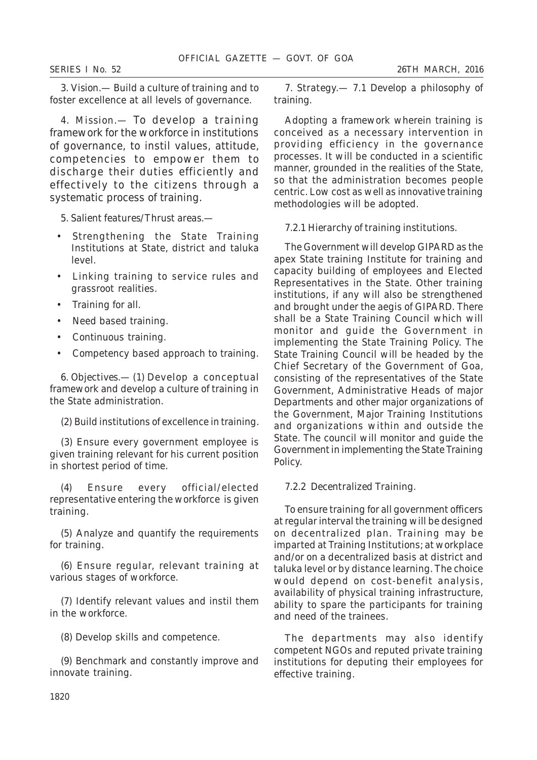3. Vision.— Build a culture of training and to foster excellence at all levels of governance.

4. Mission.— To develop a training framework for the workforce in institutions of governance, to instil values, attitude, competencies to empower them to discharge their duties efficiently and effectively to the citizens through a systematic process of training.

5. Salient features/Thrust areas.—

- Strengthening the State Training Institutions at State, district and taluka level.
- Linking training to service rules and grassroot realities.
- Training for all.
- Need based training.
- Continuous training.
- Competency based approach to training.

6. Objectives.— (1) Develop a conceptual framework and develop a culture of training in the State administration.

(2) Build institutions of excellence in training.

(3) Ensure every government employee is given training relevant for his current position in shortest period of time.

(4) Ensure every official/elected representative entering the workforce is given training.

(5) Analyze and quantify the requirements for training.

(6) Ensure regular, relevant training at various stages of workforce.

(7) Identify relevant values and instil them in the workforce.

(8) Develop skills and competence.

(9) Benchmark and constantly improve and innovate training.

7. Strategy.— 7.1 Develop a philosophy of training.

Adopting a framework wherein training is conceived as a necessary intervention in providing efficiency in the governance processes. It will be conducted in a scientific manner, grounded in the realities of the State, so that the administration becomes people centric. Low cost as well as innovative training methodologies will be adopted.

7.2.1 Hierarchy of training institutions.

The Government will develop GIPARD as the apex State training Institute for training and capacity building of employees and Elected Representatives in the State. Other training institutions, if any will also be strengthened and brought under the aegis of GIPARD. There shall be a State Training Council which will monitor and guide the Government in implementing the State Training Policy. The State Training Council will be headed by the Chief Secretary of the Government of Goa, consisting of the representatives of the State Government, Administrative Heads of major Departments and other major organizations of the Government, Major Training Institutions and organizations within and outside the State. The council will monitor and guide the Government in implementing the State Training Policy.

7.2.2 Decentralized Training.

To ensure training for all government officers at regular interval the training will be designed on decentralized plan. Training may be imparted at Training Institutions; at workplace and/or on a decentralized basis at district and taluka level or by distance learning. The choice would depend on cost-benefit analysis, availability of physical training infrastructure, ability to spare the participants for training and need of the trainees.

The departments may also identify competent NGOs and reputed private training institutions for deputing their employees for effective training.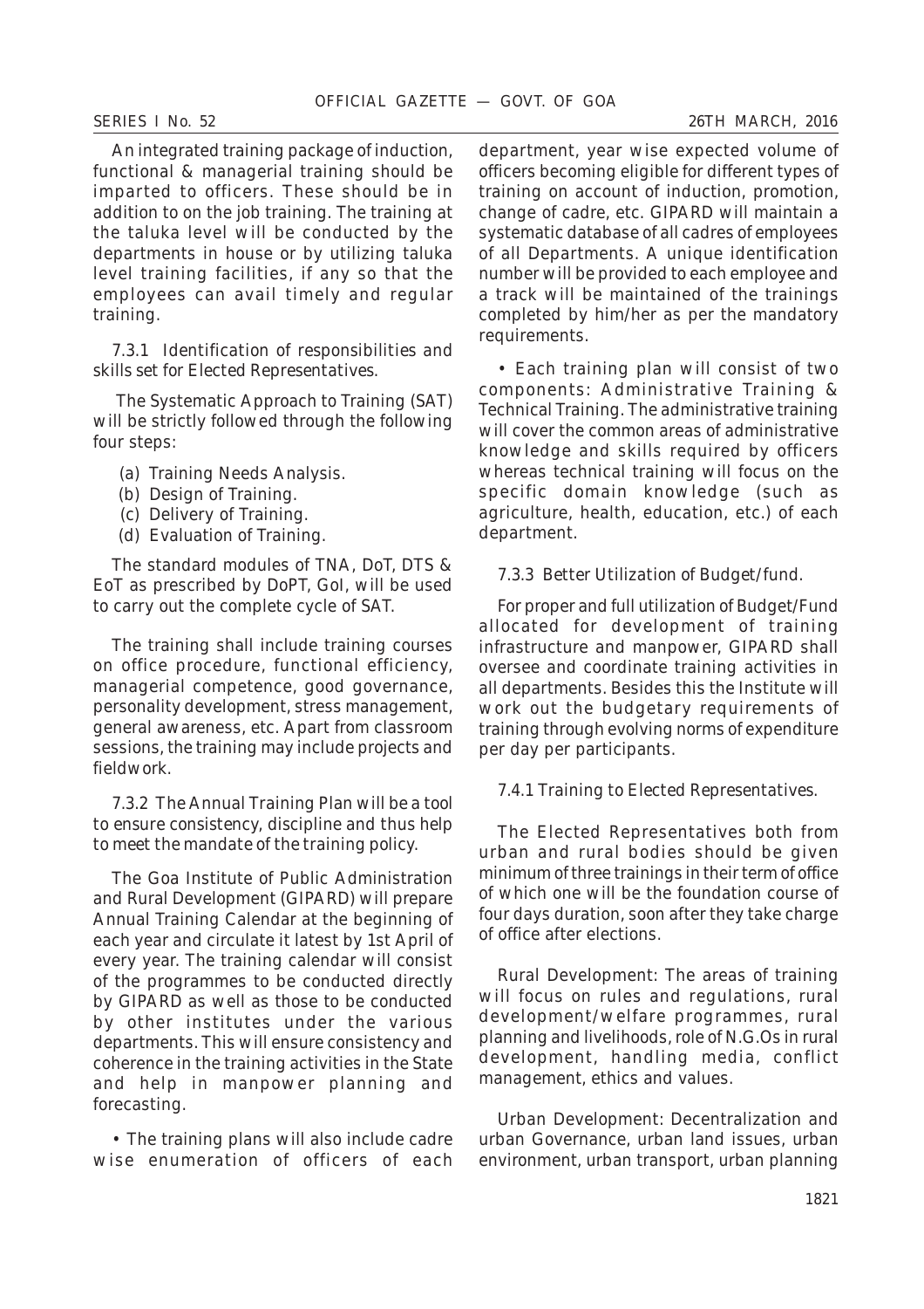An integrated training package of induction, functional & managerial training should be imparted to officers. These should be in addition to on the job training. The training at the taluka level will be conducted by the departments in house or by utilizing taluka level training facilities, if any so that the employees can avail timely and regular training.

7.3.1 Identification of responsibilities and skills set for Elected Representatives.

The Systematic Approach to Training (SAT) will be strictly followed through the following four steps:

(a) Training Needs Analysis.
(b) Design of Training.
(c) Delivery of Training.
(d) Evaluation of Training.

The standard modules of TNA, DoT, DTS & EoT as prescribed by DoPT, GoI, will be used to carry out the complete cycle of SAT.

The training shall include training courses on office procedure, functional efficiency, managerial competence, good governance, personality development, stress management, general awareness, etc. Apart from classroom sessions, the training may include projects and fieldwork.

7.3.2 The Annual Training Plan will be a tool to ensure consistency, discipline and thus help to meet the mandate of the training policy.

The Goa Institute of Public Administration and Rural Development (GIPARD) will prepare Annual Training Calendar at the beginning of each year and circulate it latest by 1st April of every year. The training calendar will consist of the programmes to be conducted directly by GIPARD as well as those to be conducted by other institutes under the various departments. This will ensure consistency and coherence in the training activities in the State and help in manpower planning and forecasting.

• The training plans will also include cadre wise enumeration of officers of each department, year wise expected volume of officers becoming eligible for different types of training on account of induction, promotion, change of cadre, etc. GIPARD will maintain a systematic database of all cadres of employees of all Departments. A unique identification number will be provided to each employee and a track will be maintained of the trainings completed by him/her as per the mandatory requirements.

• Each training plan will consist of two components: Administrative Training & Technical Training. The administrative training will cover the common areas of administrative knowledge and skills required by officers whereas technical training will focus on the specific domain knowledge (such as agriculture, health, education, etc.) of each department.

7.3.3 Better Utilization of Budget/fund.

For proper and full utilization of Budget/Fund allocated for development of training infrastructure and manpower, GIPARD shall oversee and coordinate training activities in all departments. Besides this the Institute will work out the budgetary requirements of training through evolving norms of expenditure per day per participants.

7.4.1 Training to Elected Representatives.

The Elected Representatives both from urban and rural bodies should be given minimum of three trainings in their term of office of which one will be the foundation course of four days duration, soon after they take charge of office after elections.

Rural Development: The areas of training will focus on rules and regulations, rural development/welfare programmes, rural planning and livelihoods, role of N.G.Os in rural development, handling media, conflict management, ethics and values.

Urban Development: Decentralization and urban Governance, urban land issues, urban environment, urban transport, urban planning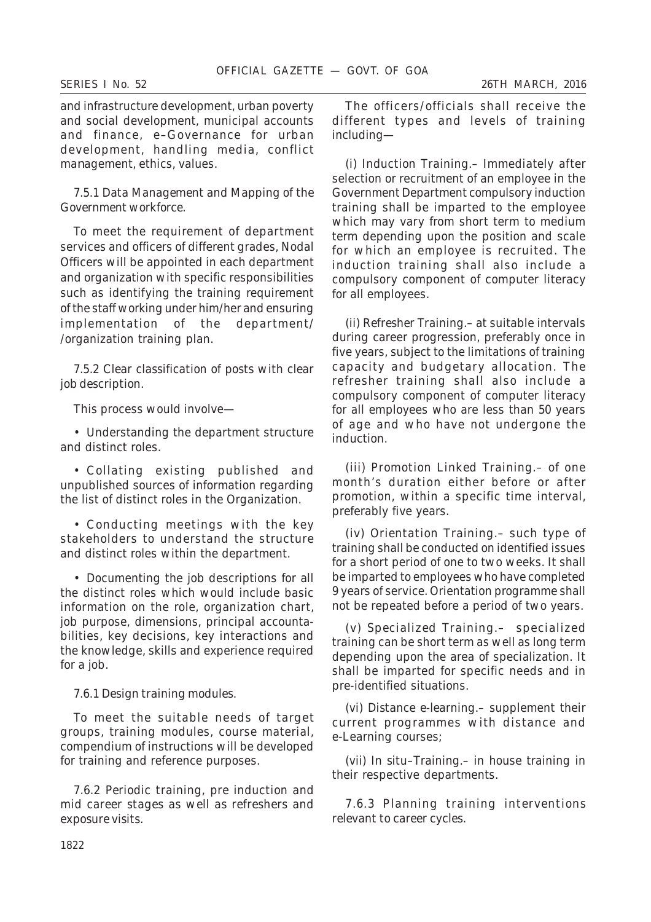and infrastructure development, urban poverty and social development, municipal accounts and finance, e–Governance for urban development, handling media, conflict management, ethics, values.

7.5.1 Data Management and Mapping of the Government workforce.

To meet the requirement of department services and officers of different grades, Nodal Officers will be appointed in each department and organization with specific responsibilities such as identifying the training requirement of the staff working under him/her and ensuring implementation of the department/ /organization training plan.

7.5.2 Clear classification of posts with clear job description.

This process would involve—

• Understanding the department structure and distinct roles.

• Collating existing published and unpublished sources of information regarding the list of distinct roles in the Organization.

• Conducting meetings with the key stakeholders to understand the structure and distinct roles within the department.

• Documenting the job descriptions for all the distinct roles which would include basic information on the role, organization chart, job purpose, dimensions, principal accountabilities, key decisions, key interactions and the knowledge, skills and experience required for a job.

7.6.1 Design training modules.

To meet the suitable needs of target groups, training modules, course material, compendium of instructions will be developed for training and reference purposes.

7.6.2 Periodic training, pre induction and mid career stages as well as refreshers and exposure visits.

The officers/officials shall receive the different types and levels of training including—

(i) Induction Training.– Immediately after selection or recruitment of an employee in the Government Department compulsory induction training shall be imparted to the employee which may vary from short term to medium term depending upon the position and scale for which an employee is recruited. The induction training shall also include a compulsory component of computer literacy for all employees.

(ii) Refresher Training.– at suitable intervals during career progression, preferably once in five years, subject to the limitations of training capacity and budgetary allocation. The refresher training shall also include a compulsory component of computer literacy for all employees who are less than 50 years of age and who have not undergone the induction.

(iii) Promotion Linked Training.– of one month's duration either before or after promotion, within a specific time interval, preferably five years.

(iv) Orientation Training.– such type of training shall be conducted on identified issues for a short period of one to two weeks. It shall be imparted to employees who have completed 9 years of service. Orientation programme shall not be repeated before a period of two years.

(v) Specialized Training.– specialized training can be short term as well as long term depending upon the area of specialization. It shall be imparted for specific needs and in pre-identified situations.

(vi) Distance e-learning.– supplement their current programmes with distance and e-Learning courses;

(vii) In situ–Training.– in house training in their respective departments.

7.6.3 Planning training interventions relevant to career cycles.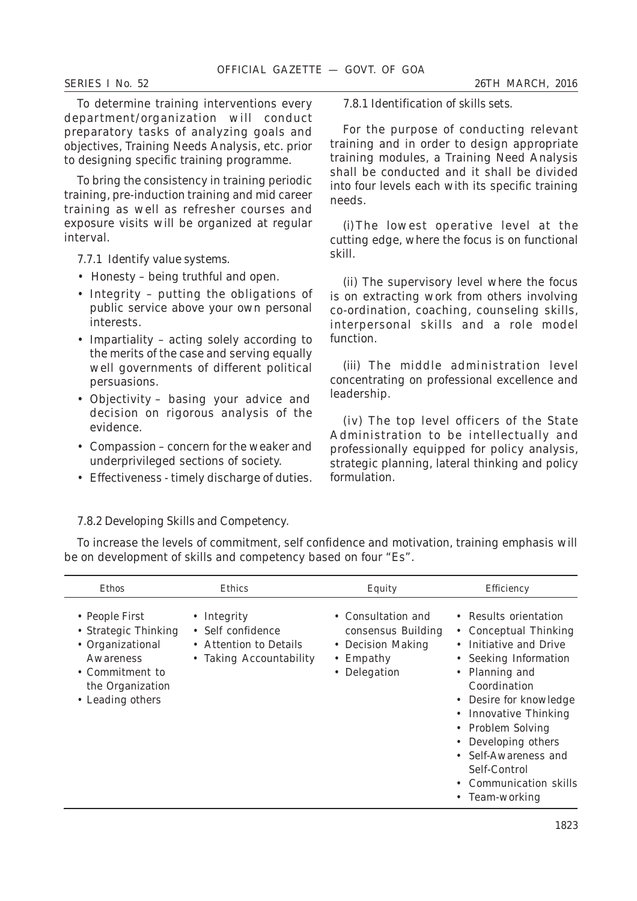To determine training interventions every department/organization will conduct preparatory tasks of analyzing goals and objectives, Training Needs Analysis, etc. prior to designing specific training programme.

To bring the consistency in training periodic training, pre-induction training and mid career training as well as refresher courses and exposure visits will be organized at regular interval.

7.7.1 Identify value systems.

- Honesty – being truthful and open.
- Integrity – putting the obligations of public service above your own personal interests.
- Impartiality – acting solely according to the merits of the case and serving equally well governments of different political persuasions.
- Objectivity – basing your advice and decision on rigorous analysis of the evidence.
- Compassion – concern for the weaker and underprivileged sections of society.
- Effectiveness - timely discharge of duties.

7.8.1 Identification of skills sets.

For the purpose of conducting relevant training and in order to design appropriate training modules, a Training Need Analysis shall be conducted and it shall be divided into four levels each with its specific training needs.

(i) The lowest operative level at the cutting edge, where the focus is on functional skill.

(ii) The supervisory level where the focus is on extracting work from others involving co-ordination, coaching, counseling skills, interpersonal skills and a role model function.

(iii) The middle administration level concentrating on professional excellence and leadership.

(iv) The top level officers of the State Administration to be intellectually and professionally equipped for policy analysis, strategic planning, lateral thinking and policy formulation.

7.8.2 Developing Skills and Competency.

To increase the levels of commitment, self confidence and motivation, training emphasis will be on development of skills and competency based on four "Es".

| Ethos | Ethics | Equity | Efficiency |
|---|---|---|---|
| • People First<br>• Strategic Thinking<br>• Organizational Awareness<br>• Commitment to the Organization<br>• Leading others | • Integrity<br>• Self confidence<br>• Attention to Details<br>• Taking Accountability | • Consultation and consensus Building<br>• Decision Making<br>• Empathy<br>• Delegation | • Results orientation<br>• Conceptual Thinking<br>• Initiative and Drive<br>• Seeking Information<br>• Planning and Coordination<br>• Desire for knowledge<br>• Innovative Thinking<br>• Problem Solving<br>• Developing others<br>• Self-Awareness and Self-Control<br>• Communication skills<br>• Team-working |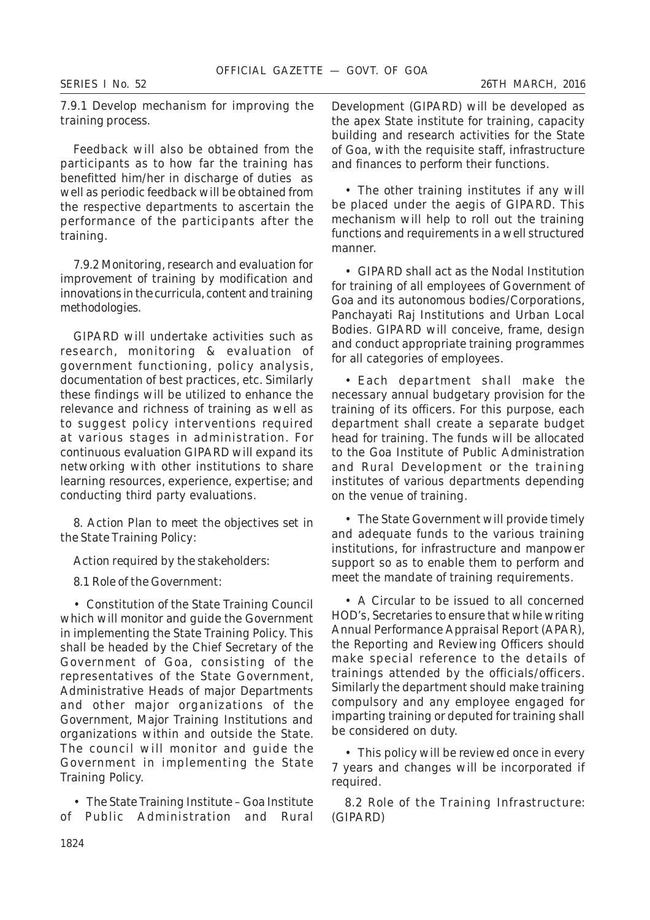7.9.1 Develop mechanism for improving the training process.

Feedback will also be obtained from the participants as to how far the training has benefitted him/her in discharge of duties as well as periodic feedback will be obtained from the respective departments to ascertain the performance of the participants after the training.

7.9.2 Monitoring, research and evaluation for improvement of training by modification and innovations in the curricula, content and training methodologies.

GIPARD will undertake activities such as research, monitoring & evaluation of government functioning, policy analysis, documentation of best practices, etc. Similarly these findings will be utilized to enhance the relevance and richness of training as well as to suggest policy interventions required at various stages in administration. For continuous evaluation GIPARD will expand its networking with other institutions to share learning resources, experience, expertise; and conducting third party evaluations.

8. Action Plan to meet the objectives set in the State Training Policy:

Action required by the stakeholders:

8.1 Role of the Government:

- Constitution of the State Training Council which will monitor and guide the Government in implementing the State Training Policy. This shall be headed by the Chief Secretary of the Government of Goa, consisting of the representatives of the State Government, Administrative Heads of major Departments and other major organizations of the Government, Major Training Institutions and organizations within and outside the State. The council will monitor and guide the Government in implementing the State Training Policy.

- The State Training Institute – Goa Institute of Public Administration and Rural Development (GIPARD) will be developed as the apex State institute for training, capacity building and research activities for the State of Goa, with the requisite staff, infrastructure and finances to perform their functions.

- The other training institutes if any will be placed under the aegis of GIPARD. This mechanism will help to roll out the training functions and requirements in a well structured manner.

- GIPARD shall act as the Nodal Institution for training of all employees of Government of Goa and its autonomous bodies/Corporations, Panchayati Raj Institutions and Urban Local Bodies. GIPARD will conceive, frame, design and conduct appropriate training programmes for all categories of employees.

- Each department shall make the necessary annual budgetary provision for the training of its officers. For this purpose, each department shall create a separate budget head for training. The funds will be allocated to the Goa Institute of Public Administration and Rural Development or the training institutes of various departments depending on the venue of training.

- The State Government will provide timely and adequate funds to the various training institutions, for infrastructure and manpower support so as to enable them to perform and meet the mandate of training requirements.

- A Circular to be issued to all concerned HOD's, Secretaries to ensure that while writing Annual Performance Appraisal Report (APAR), the Reporting and Reviewing Officers should make special reference to the details of trainings attended by the officials/officers. Similarly the department should make training compulsory and any employee engaged for imparting training or deputed for training shall be considered on duty.

- This policy will be reviewed once in every 7 years and changes will be incorporated if required.

8.2 Role of the Training Infrastructure: (GIPARD)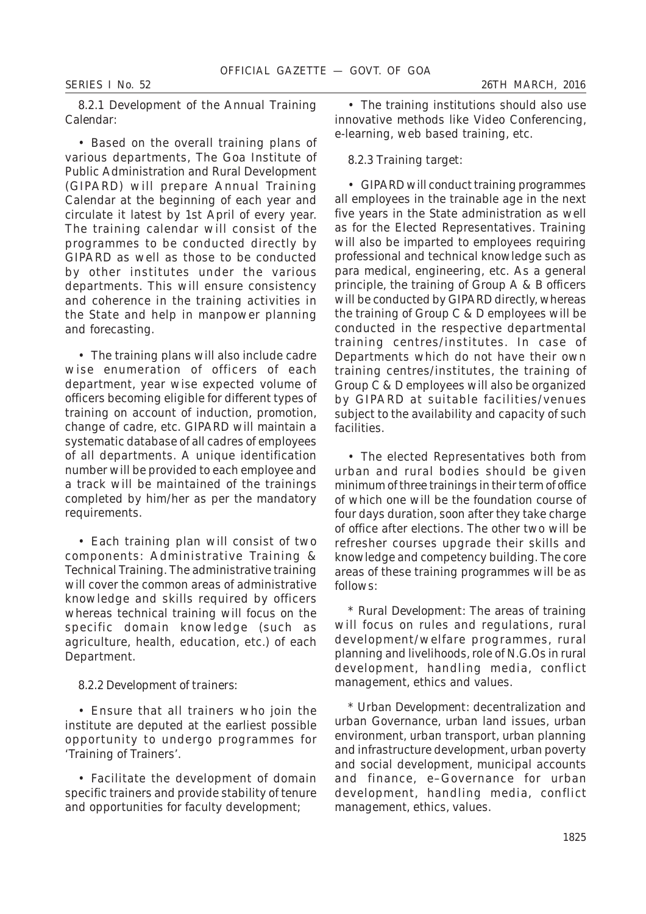8.2.1 Development of the Annual Training Calendar:

• Based on the overall training plans of various departments, The Goa Institute of Public Administration and Rural Development (GIPARD) will prepare Annual Training Calendar at the beginning of each year and circulate it latest by 1st April of every year. The training calendar will consist of the programmes to be conducted directly by GIPARD as well as those to be conducted by other institutes under the various departments. This will ensure consistency and coherence in the training activities in the State and help in manpower planning and forecasting.

• The training plans will also include cadre wise enumeration of officers of each department, year wise expected volume of officers becoming eligible for different types of training on account of induction, promotion, change of cadre, etc. GIPARD will maintain a systematic database of all cadres of employees of all departments. A unique identification number will be provided to each employee and a track will be maintained of the trainings completed by him/her as per the mandatory requirements.

• Each training plan will consist of two components: Administrative Training & Technical Training. The administrative training will cover the common areas of administrative knowledge and skills required by officers whereas technical training will focus on the specific domain knowledge (such as agriculture, health, education, etc.) of each Department.

8.2.2 Development of trainers:

• Ensure that all trainers who join the institute are deputed at the earliest possible opportunity to undergo programmes for 'Training of Trainers'.

• Facilitate the development of domain specific trainers and provide stability of tenure and opportunities for faculty development;

• The training institutions should also use innovative methods like Video Conferencing, e-learning, web based training, etc.

8.2.3 Training target:

• GIPARD will conduct training programmes all employees in the trainable age in the next five years in the State administration as well as for the Elected Representatives. Training will also be imparted to employees requiring professional and technical knowledge such as para medical, engineering, etc. As a general principle, the training of Group A & B officers will be conducted by GIPARD directly, whereas the training of Group C & D employees will be conducted in the respective departmental training centres/institutes. In case of Departments which do not have their own training centres/institutes, the training of Group C & D employees will also be organized by GIPARD at suitable facilities/venues subject to the availability and capacity of such facilities.

• The elected Representatives both from urban and rural bodies should be given minimum of three trainings in their term of office of which one will be the foundation course of four days duration, soon after they take charge of office after elections. The other two will be refresher courses upgrade their skills and knowledge and competency building. The core areas of these training programmes will be as follows:

* Rural Development: The areas of training will focus on rules and regulations, rural development/welfare programmes, rural planning and livelihoods, role of N.G.Os in rural development, handling media, conflict management, ethics and values.

* Urban Development: decentralization and urban Governance, urban land issues, urban environment, urban transport, urban planning and infrastructure development, urban poverty and social development, municipal accounts and finance, e–Governance for urban development, handling media, conflict management, ethics, values.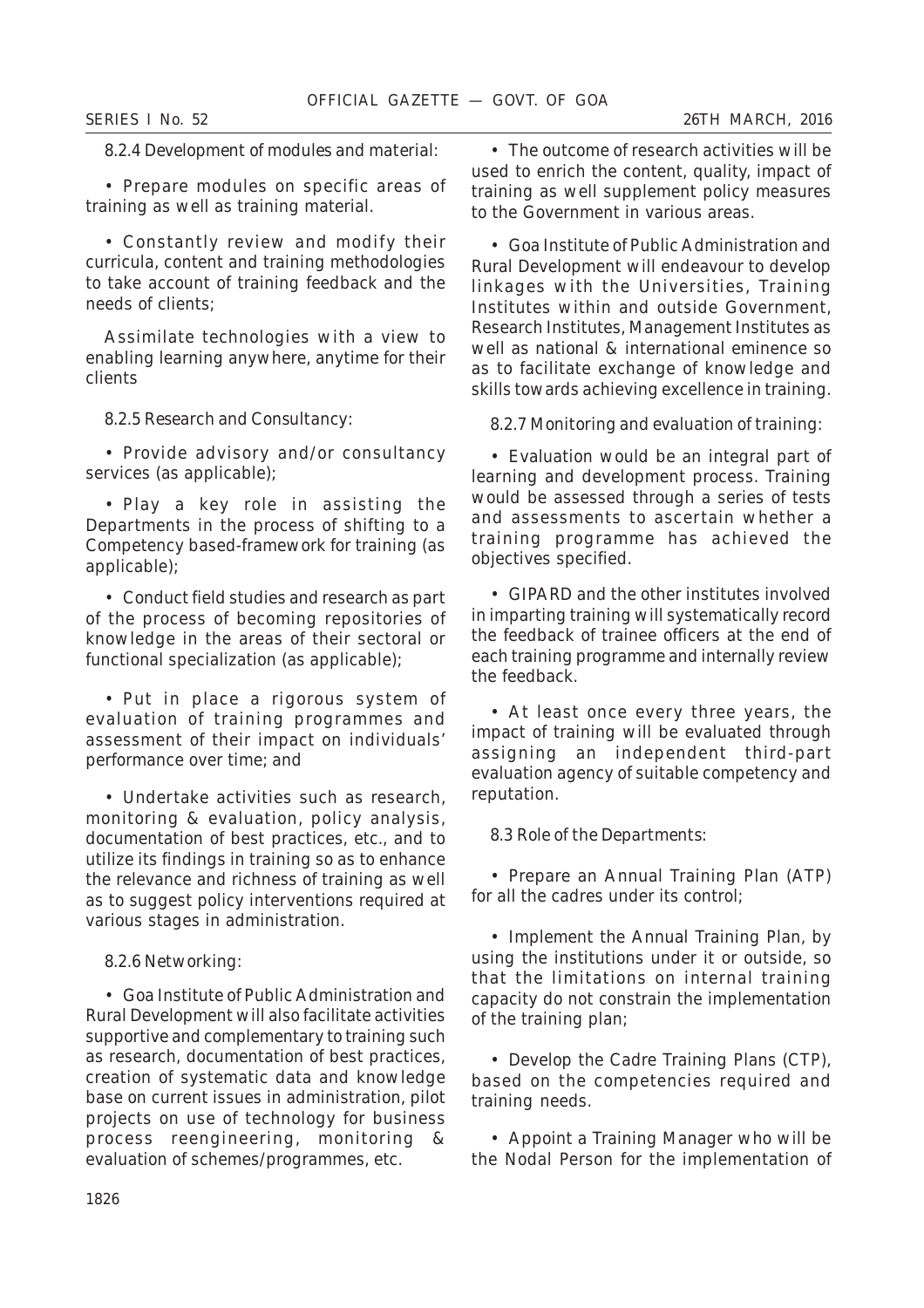8.2.4 Development of modules and material:

- Prepare modules on specific areas of training as well as training material.

- Constantly review and modify their curricula, content and training methodologies to take account of training feedback and the needs of clients;

Assimilate technologies with a view to enabling learning anywhere, anytime for their clients

8.2.5 Research and Consultancy:

- Provide advisory and/or consultancy services (as applicable);

- Play a key role in assisting the Departments in the process of shifting to a Competency based-framework for training (as applicable);

- Conduct field studies and research as part of the process of becoming repositories of knowledge in the areas of their sectoral or functional specialization (as applicable);

- Put in place a rigorous system of evaluation of training programmes and assessment of their impact on individuals' performance over time; and

- Undertake activities such as research, monitoring & evaluation, policy analysis, documentation of best practices, etc., and to utilize its findings in training so as to enhance the relevance and richness of training as well as to suggest policy interventions required at various stages in administration.

8.2.6 Networking:

- Goa Institute of Public Administration and Rural Development will also facilitate activities supportive and complementary to training such as research, documentation of best practices, creation of systematic data and knowledge base on current issues in administration, pilot projects on use of technology for business process reengineering, monitoring & evaluation of schemes/programmes, etc.

- The outcome of research activities will be used to enrich the content, quality, impact of training as well supplement policy measures to the Government in various areas.

- Goa Institute of Public Administration and Rural Development will endeavour to develop linkages with the Universities, Training Institutes within and outside Government, Research Institutes, Management Institutes as well as national & international eminence so as to facilitate exchange of knowledge and skills towards achieving excellence in training.

8.2.7 Monitoring and evaluation of training:

- Evaluation would be an integral part of learning and development process. Training would be assessed through a series of tests and assessments to ascertain whether a training programme has achieved the objectives specified.

- GIPARD and the other institutes involved in imparting training will systematically record the feedback of trainee officers at the end of each training programme and internally review the feedback.

- At least once every three years, the impact of training will be evaluated through assigning an independent third-part evaluation agency of suitable competency and reputation.

8.3 Role of the Departments:

- Prepare an Annual Training Plan (ATP) for all the cadres under its control;

- Implement the Annual Training Plan, by using the institutions under it or outside, so that the limitations on internal training capacity do not constrain the implementation of the training plan;

- Develop the Cadre Training Plans (CTP), based on the competencies required and training needs.

- Appoint a Training Manager who will be the Nodal Person for the implementation of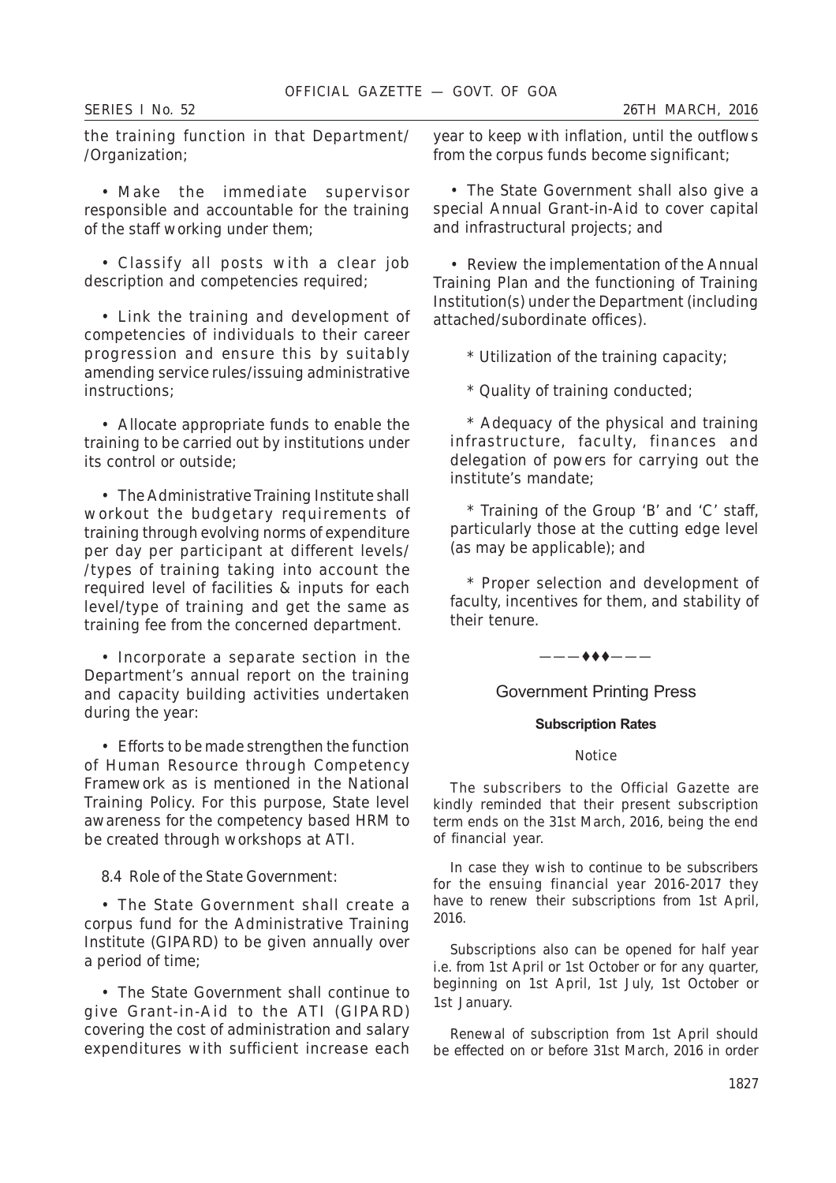the training function in that Department/ /Organization;

- Make the immediate supervisor responsible and accountable for the training of the staff working under them;

- Classify all posts with a clear job description and competencies required;

- Link the training and development of competencies of individuals to their career progression and ensure this by suitably amending service rules/issuing administrative instructions;

- Allocate appropriate funds to enable the training to be carried out by institutions under its control or outside;

- The Administrative Training Institute shall workout the budgetary requirements of training through evolving norms of expenditure per day per participant at different levels/ /types of training taking into account the required level of facilities & inputs for each level/type of training and get the same as training fee from the concerned department.

- Incorporate a separate section in the Department's annual report on the training and capacity building activities undertaken during the year:

- Efforts to be made strengthen the function of Human Resource through Competency Framework as is mentioned in the National Training Policy. For this purpose, State level awareness for the competency based HRM to be created through workshops at ATI.

8.4 Role of the State Government:

- The State Government shall create a corpus fund for the Administrative Training Institute (GIPARD) to be given annually over a period of time;

- The State Government shall continue to give Grant-in-Aid to the ATI (GIPARD) covering the cost of administration and salary expenditures with sufficient increase each year to keep with inflation, until the outflows from the corpus funds become significant;

- The State Government shall also give a special Annual Grant-in-Aid to cover capital and infrastructural projects; and

- Review the implementation of the Annual Training Plan and the functioning of Training Institution(s) under the Department (including attached/subordinate offices).

  * Utilization of the training capacity;

  * Quality of training conducted;

  * Adequacy of the physical and training infrastructure, faculty, finances and delegation of powers for carrying out the institute's mandate;

  * Training of the Group 'B' and 'C' staff, particularly those at the cutting edge level (as may be applicable); and

  * Proper selection and development of faculty, incentives for them, and stability of their tenure.

———♦♦♦———

## Government Printing Press

### Subscription Rates

Notice

The subscribers to the Official Gazette are kindly reminded that their present subscription term ends on the 31st March, 2016, being the end of financial year.

In case they wish to continue to be subscribers for the ensuing financial year 2016-2017 they have to renew their subscriptions from 1st April, 2016.

Subscriptions also can be opened for half year i.e. from 1st April or 1st October or for any quarter, beginning on 1st April, 1st July, 1st October or 1st January.

Renewal of subscription from 1st April should be effected on or before 31st March, 2016 in order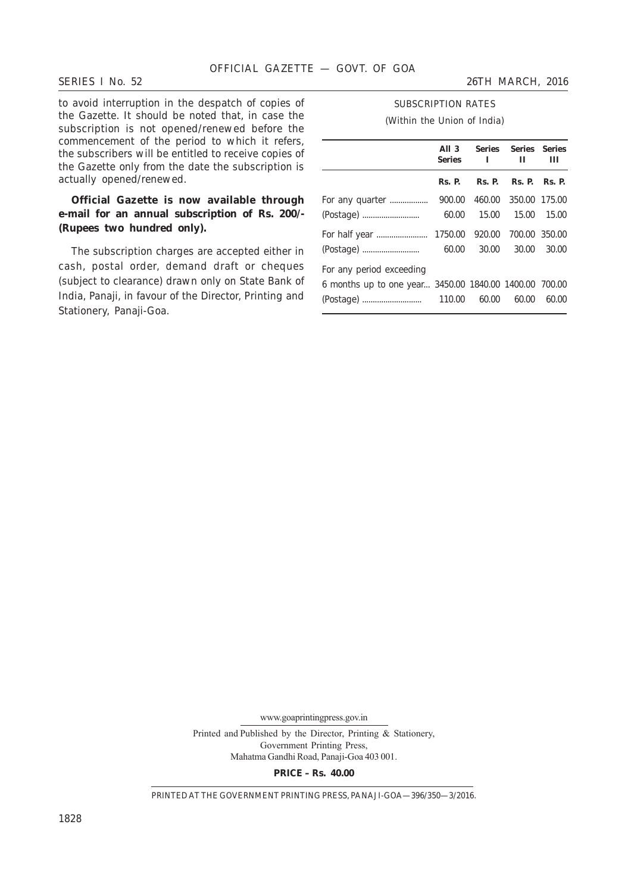to avoid interruption in the despatch of copies of the Gazette. It should be noted that, in case the subscription is not opened/renewed before the commencement of the period to which it refers, the subscribers will be entitled to receive copies of the Gazette only from the date the subscription is actually opened/renewed.

**Official Gazette is now available through e-mail for an annual subscription of Rs. 200/- (Rupees two hundred only).**

The subscription charges are accepted either in cash, postal order, demand draft or cheques (subject to clearance) drawn only on State Bank of India, Panaji, in favour of the Director, Printing and Stationery, Panaji-Goa.

SUBSCRIPTION RATES

(Within the Union of India)

| | **All 3 Series** | **Series I** | **Series II** | **Series III** |
|---|---|---|---|---|
| | **Rs. P.** | **Rs. P.** | **Rs. P.** | **Rs. P.** |
| For any quarter .................. | 900.00 | 460.00 | 350.00 | 175.00 |
| (Postage) ........................... | 60.00 | 15.00 | 15.00 | 15.00 |
| For half year ........................ | 1750.00 | 920.00 | 700.00 | 350.00 |
| (Postage) ........................... | 60.00 | 30.00 | 30.00 | 30.00 |
| For any period exceeding 6 months up to one year... | 3450.00 | 1840.00 | 1400.00 | 700.00 |
| (Postage) ............................ | 110.00 | 60.00 | 60.00 | 60.00 |

www.goaprintingpress.gov.in

Printed and Published by the Director, Printing & Stationery, Government Printing Press, Mahatma Gandhi Road, Panaji-Goa 403 001.

**PRICE – Rs. 40.00**

PRINTED AT THE GOVERNMENT PRINTING PRESS, PANAJI-GOA—396/350—3/2016.